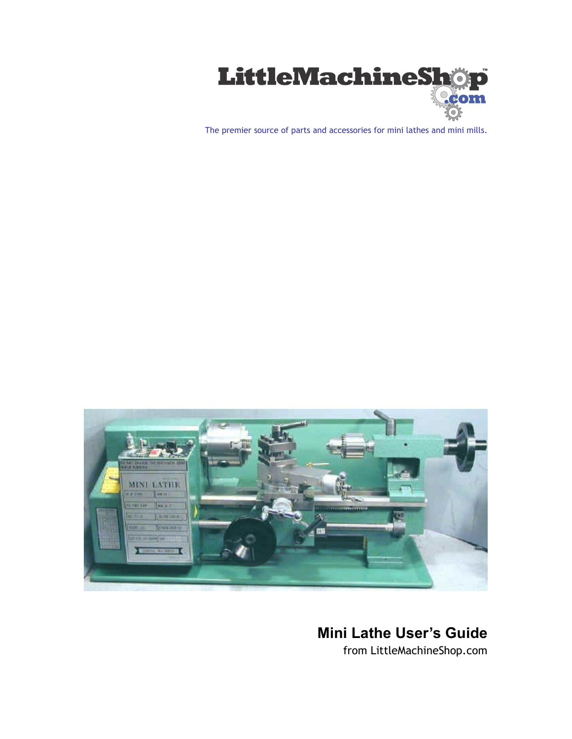LittleMachineShop.com

The premier source of parts and accessories for mini lathes and mini mills.

# Mini Lathe User's Guide

from LittleMachineShop.com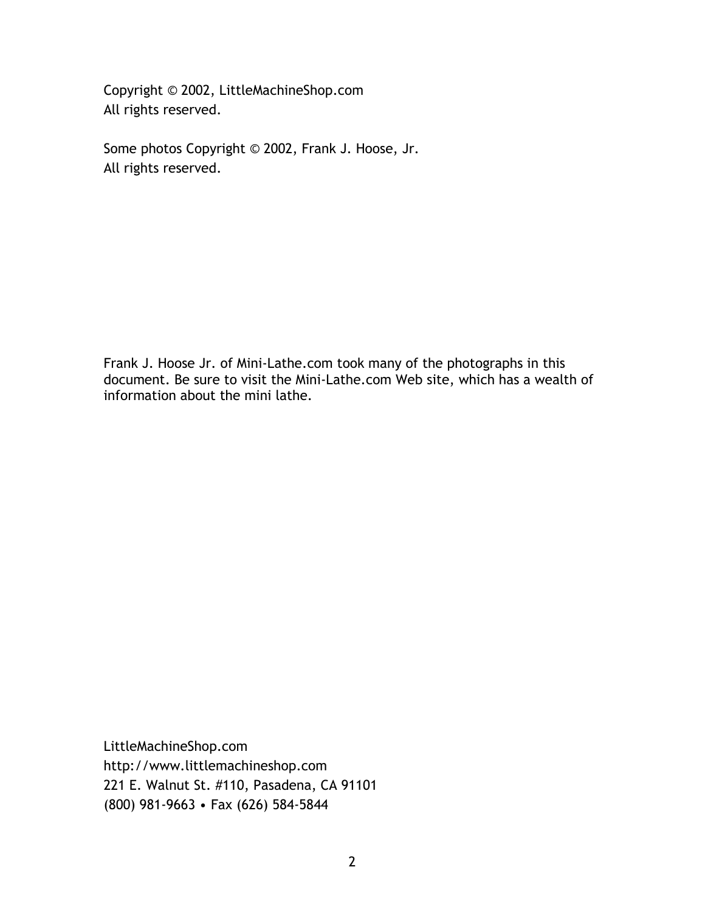Copyright © 2002, LittleMachineShop.com
All rights reserved.

Some photos Copyright © 2002, Frank J. Hoose, Jr.
All rights reserved.

Frank J. Hoose Jr. of Mini-Lathe.com took many of the photographs in this document. Be sure to visit the Mini-Lathe.com Web site, which has a wealth of information about the mini lathe.

LittleMachineShop.com
http://www.littlemachineshop.com
221 E. Walnut St. #110, Pasadena, CA 91101
(800) 981-9663 • Fax (626) 584-5844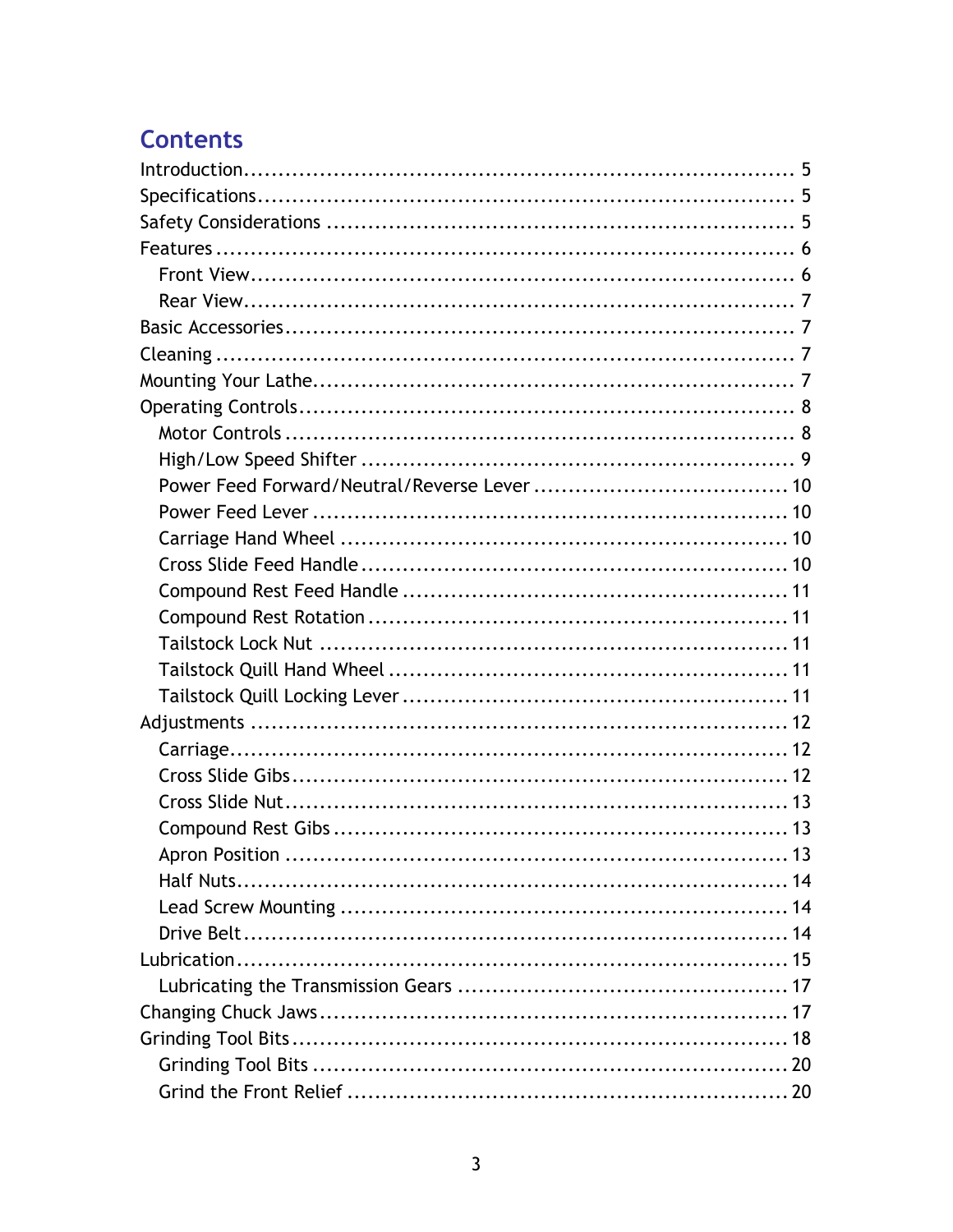## Contents

- Introduction ........ 5
- Specifications ........ 5
- Safety Considerations ........ 5
- Features ........ 6
  - Front View ........ 6
  - Rear View ........ 7
- Basic Accessories ........ 7
- Cleaning ........ 7
- Mounting Your Lathe ........ 7
- Operating Controls ........ 8
  - Motor Controls ........ 8
  - High/Low Speed Shifter ........ 9
  - Power Feed Forward/Neutral/Reverse Lever ........ 10
  - Power Feed Lever ........ 10
  - Carriage Hand Wheel ........ 10
  - Cross Slide Feed Handle ........ 10
  - Compound Rest Feed Handle ........ 11
  - Compound Rest Rotation ........ 11
  - Tailstock Lock Nut ........ 11
  - Tailstock Quill Hand Wheel ........ 11
  - Tailstock Quill Locking Lever ........ 11
- Adjustments ........ 12
  - Carriage ........ 12
  - Cross Slide Gibs ........ 12
  - Cross Slide Nut ........ 13
  - Compound Rest Gibs ........ 13
  - Apron Position ........ 13
  - Half Nuts ........ 14
  - Lead Screw Mounting ........ 14
  - Drive Belt ........ 14
- Lubrication ........ 15
  - Lubricating the Transmission Gears ........ 17
- Changing Chuck Jaws ........ 17
- Grinding Tool Bits ........ 18
  - Grinding Tool Bits ........ 20
  - Grind the Front Relief ........ 20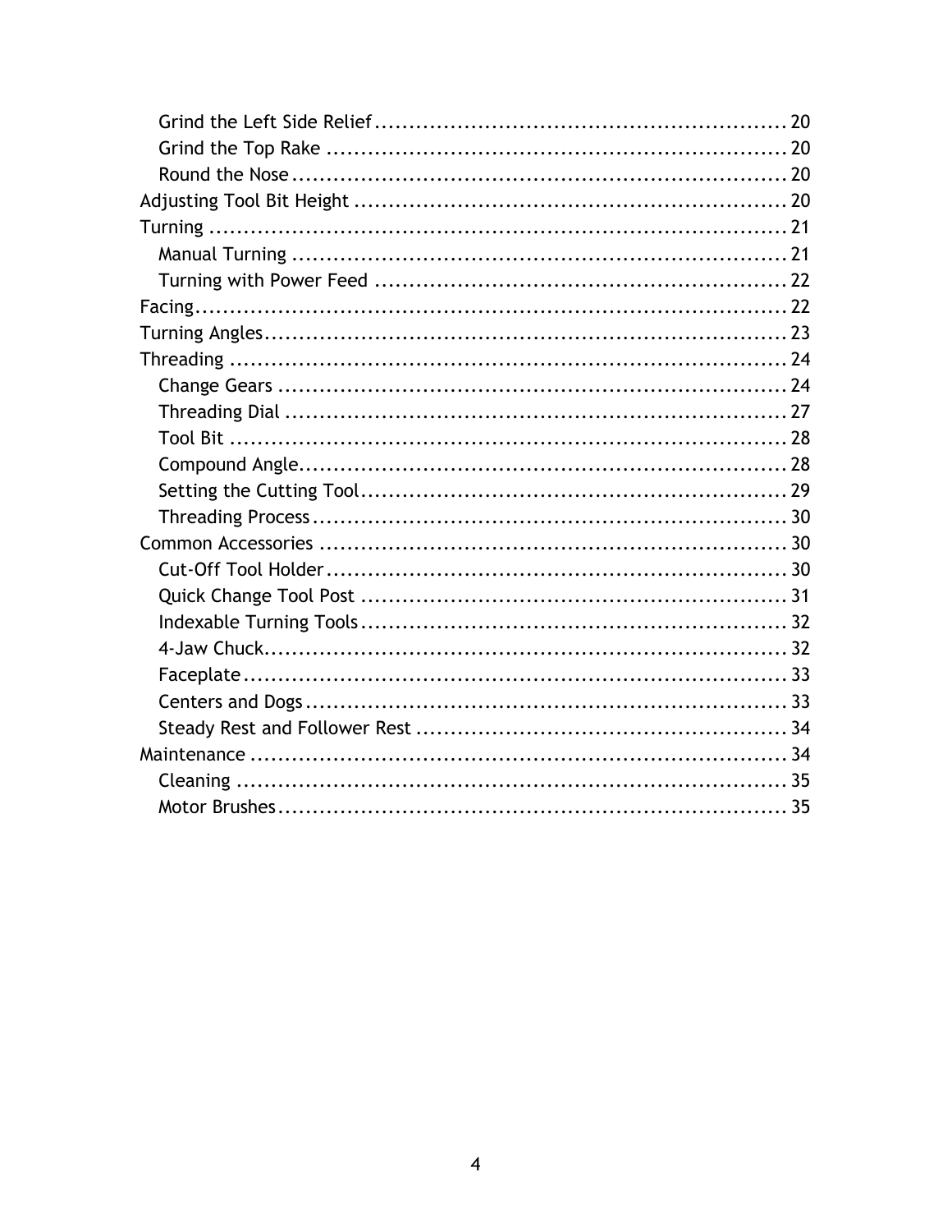- Grind the Left Side Relief ........................................................ 20
- Grind the Top Rake ................................................................. 20
- Round the Nose ....................................................................... 20

Adjusting Tool Bit Height ............................................................. 20

Turning ......................................................................................... 21

- Manual Turning ........................................................................ 21
- Turning with Power Feed ......................................................... 22

Facing ........................................................................................... 22

Turning Angles ............................................................................. 23

Threading ..................................................................................... 24

- Change Gears ........................................................................... 24
- Threading Dial .......................................................................... 27
- Tool Bit ..................................................................................... 28
- Compound Angle ...................................................................... 28
- Setting the Cutting Tool ........................................................... 29
- Threading Process .................................................................... 30

Common Accessories ................................................................... 30

- Cut-Off Tool Holder .................................................................. 30
- Quick Change Tool Post ........................................................... 31
- Indexable Turning Tools ........................................................... 32
- 4-Jaw Chuck ............................................................................. 32
- Faceplate ................................................................................. 33
- Centers and Dogs ..................................................................... 33
- Steady Rest and Follower Rest ................................................ 34

Maintenance ................................................................................. 34

- Cleaning ................................................................................... 35
- Motor Brushes .......................................................................... 35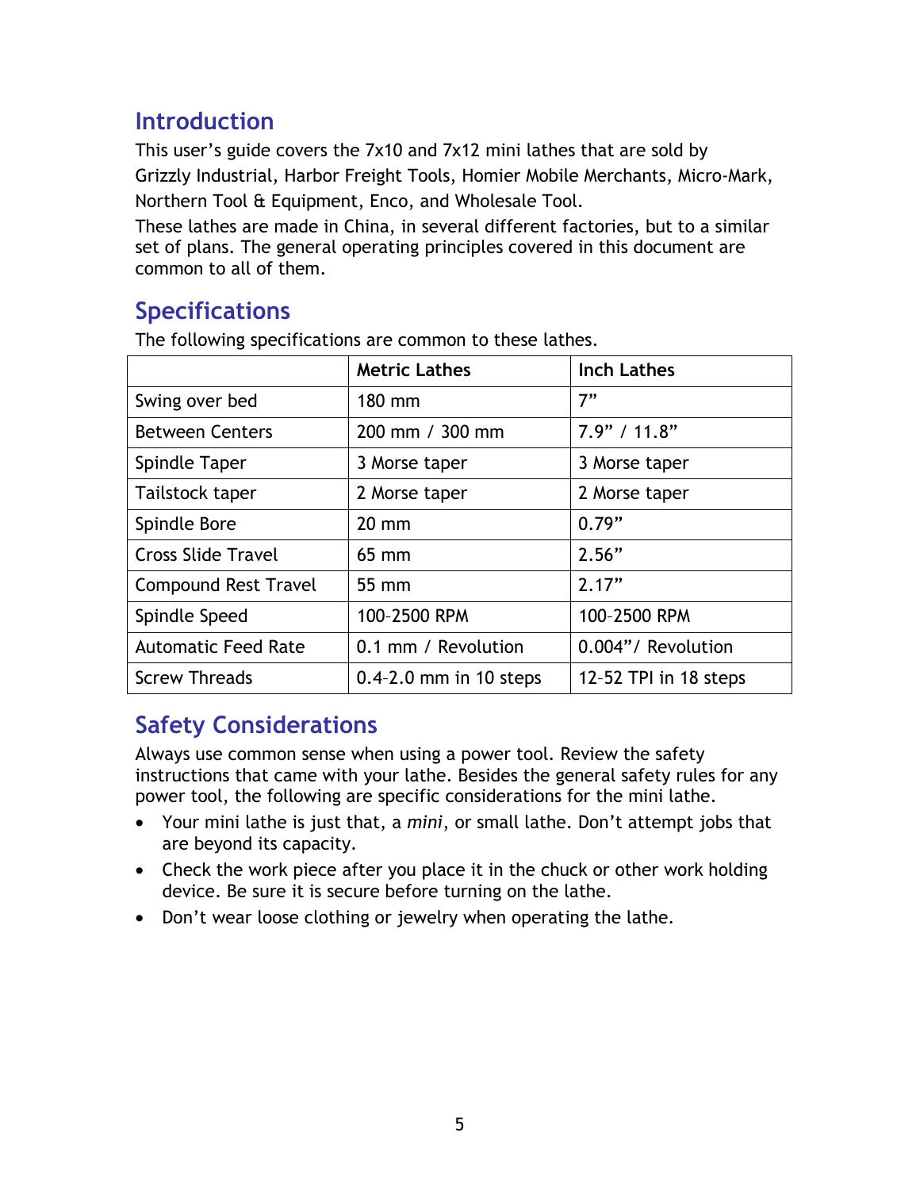## Introduction

This user's guide covers the 7x10 and 7x12 mini lathes that are sold by Grizzly Industrial, Harbor Freight Tools, Homier Mobile Merchants, Micro-Mark, Northern Tool & Equipment, Enco, and Wholesale Tool.

These lathes are made in China, in several different factories, but to a similar set of plans. The general operating principles covered in this document are common to all of them.

## Specifications

The following specifications are common to these lathes.

| | Metric Lathes | Inch Lathes |
|---|---|---|
| Swing over bed | 180 mm | 7" |
| Between Centers | 200 mm / 300 mm | 7.9" / 11.8" |
| Spindle Taper | 3 Morse taper | 3 Morse taper |
| Tailstock taper | 2 Morse taper | 2 Morse taper |
| Spindle Bore | 20 mm | 0.79" |
| Cross Slide Travel | 65 mm | 2.56" |
| Compound Rest Travel | 55 mm | 2.17" |
| Spindle Speed | 100–2500 RPM | 100–2500 RPM |
| Automatic Feed Rate | 0.1 mm / Revolution | 0.004"/ Revolution |
| Screw Threads | 0.4–2.0 mm in 10 steps | 12–52 TPI in 18 steps |

## Safety Considerations

Always use common sense when using a power tool. Review the safety instructions that came with your lathe. Besides the general safety rules for any power tool, the following are specific considerations for the mini lathe.

- Your mini lathe is just that, a *mini*, or small lathe. Don't attempt jobs that are beyond its capacity.
- Check the work piece after you place it in the chuck or other work holding device. Be sure it is secure before turning on the lathe.
- Don't wear loose clothing or jewelry when operating the lathe.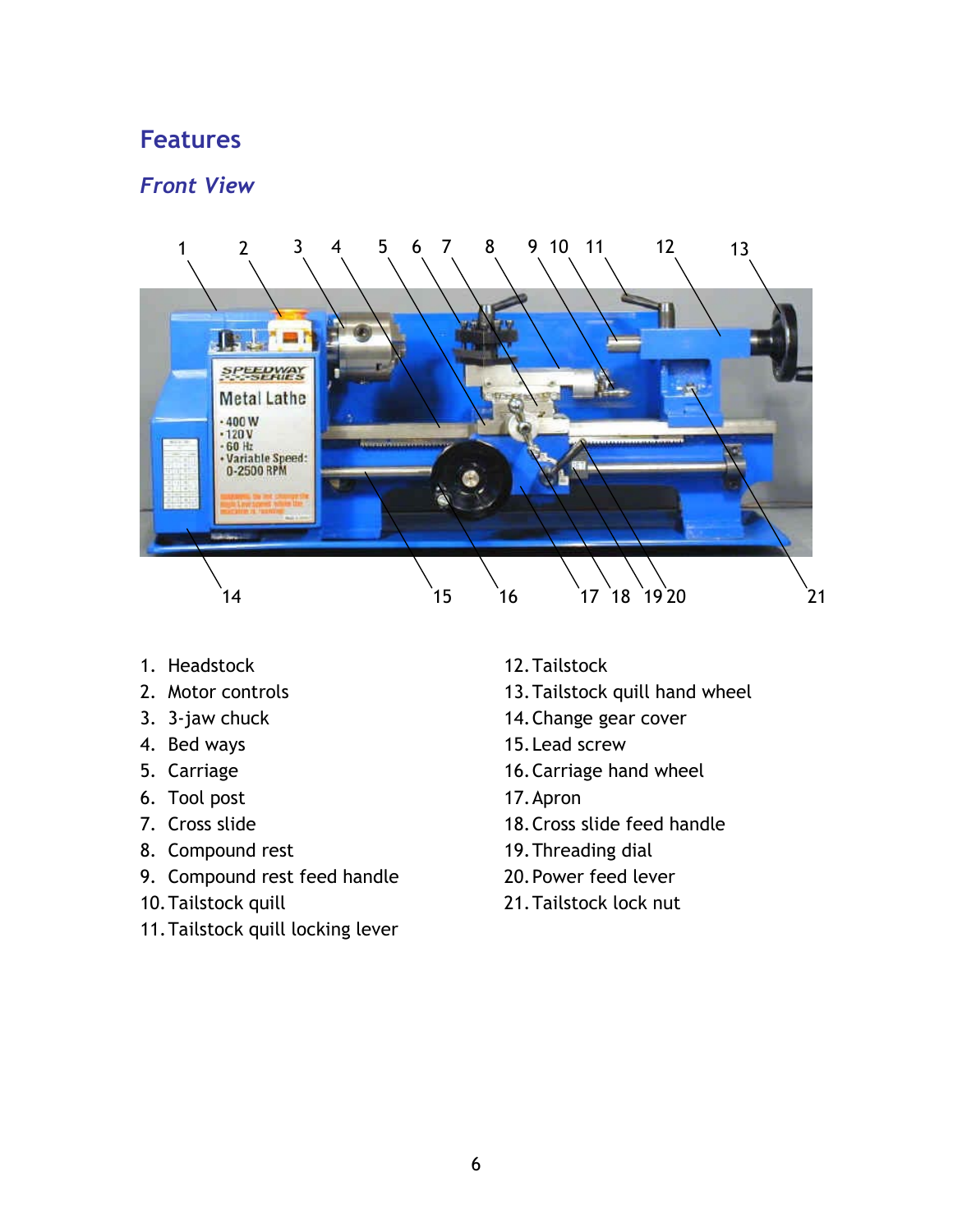# Features

## *Front View*

1. Headstock
2. Motor controls
3. 3-jaw chuck
4. Bed ways
5. Carriage
6. Tool post
7. Cross slide
8. Compound rest
9. Compound rest feed handle
10. Tailstock quill
11. Tailstock quill locking lever
12. Tailstock
13. Tailstock quill hand wheel
14. Change gear cover
15. Lead screw
16. Carriage hand wheel
17. Apron
18. Cross slide feed handle
19. Threading dial
20. Power feed lever
21. Tailstock lock nut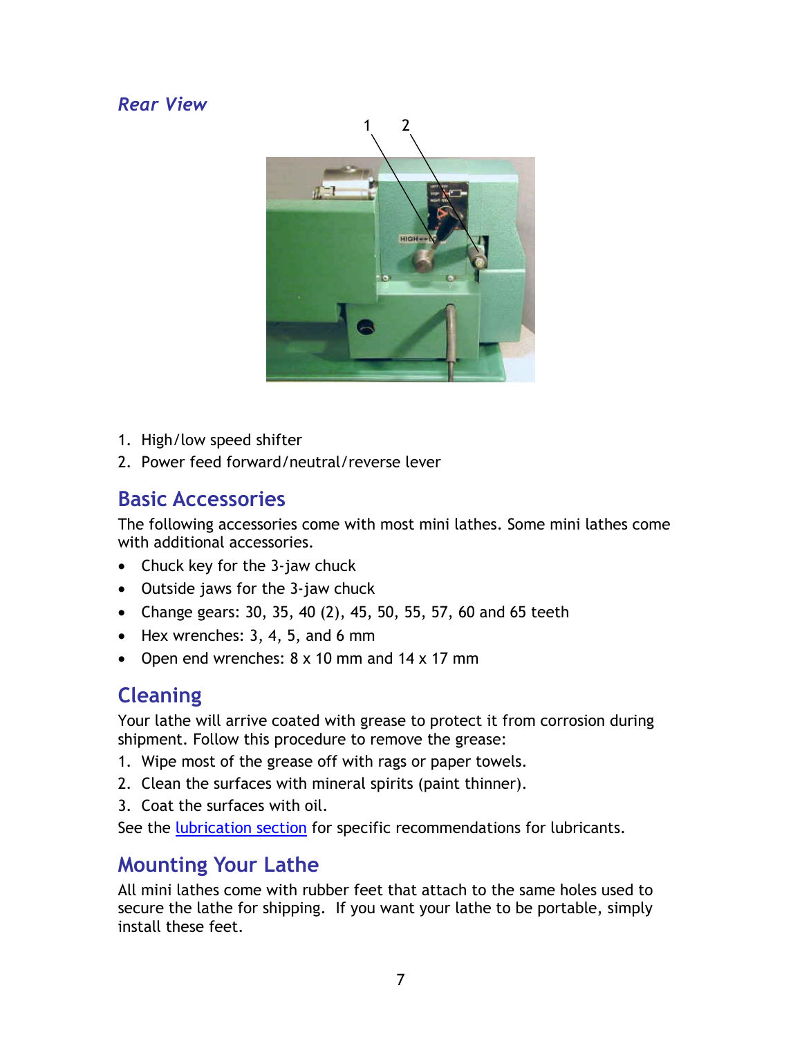*Rear View*

1. High/low speed shifter
2. Power feed forward/neutral/reverse lever

## Basic Accessories

The following accessories come with most mini lathes. Some mini lathes come with additional accessories.

- Chuck key for the 3-jaw chuck
- Outside jaws for the 3-jaw chuck
- Change gears: 30, 35, 40 (2), 45, 50, 55, 57, 60 and 65 teeth
- Hex wrenches: 3, 4, 5, and 6 mm
- Open end wrenches: 8 x 10 mm and 14 x 17 mm

## Cleaning

Your lathe will arrive coated with grease to protect it from corrosion during shipment. Follow this procedure to remove the grease:

1. Wipe most of the grease off with rags or paper towels.
2. Clean the surfaces with mineral spirits (paint thinner).
3. Coat the surfaces with oil.

See the lubrication section for specific recommendations for lubricants.

## Mounting Your Lathe

All mini lathes come with rubber feet that attach to the same holes used to secure the lathe for shipping. If you want your lathe to be portable, simply install these feet.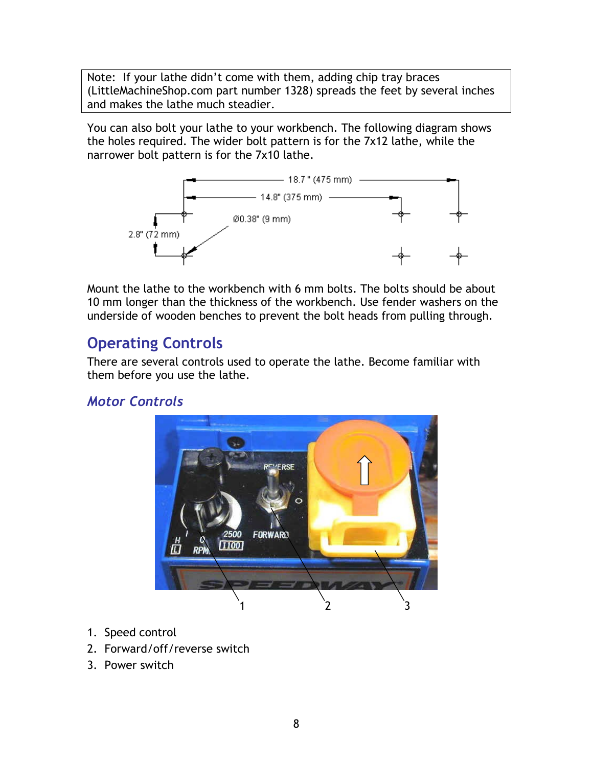> Note: If your lathe didn't come with them, adding chip tray braces (LittleMachineShop.com part number 1328) spreads the feet by several inches and makes the lathe much steadier.

You can also bolt your lathe to your workbench. The following diagram shows the holes required. The wider bolt pattern is for the 7x12 lathe, while the narrower bolt pattern is for the 7x10 lathe.

Mount the lathe to the workbench with 6 mm bolts. The bolts should be about 10 mm longer than the thickness of the workbench. Use fender washers on the underside of wooden benches to prevent the bolt heads from pulling through.

## Operating Controls

There are several controls used to operate the lathe. Become familiar with them before you use the lathe.

### *Motor Controls*

1. Speed control
2. Forward/off/reverse switch
3. Power switch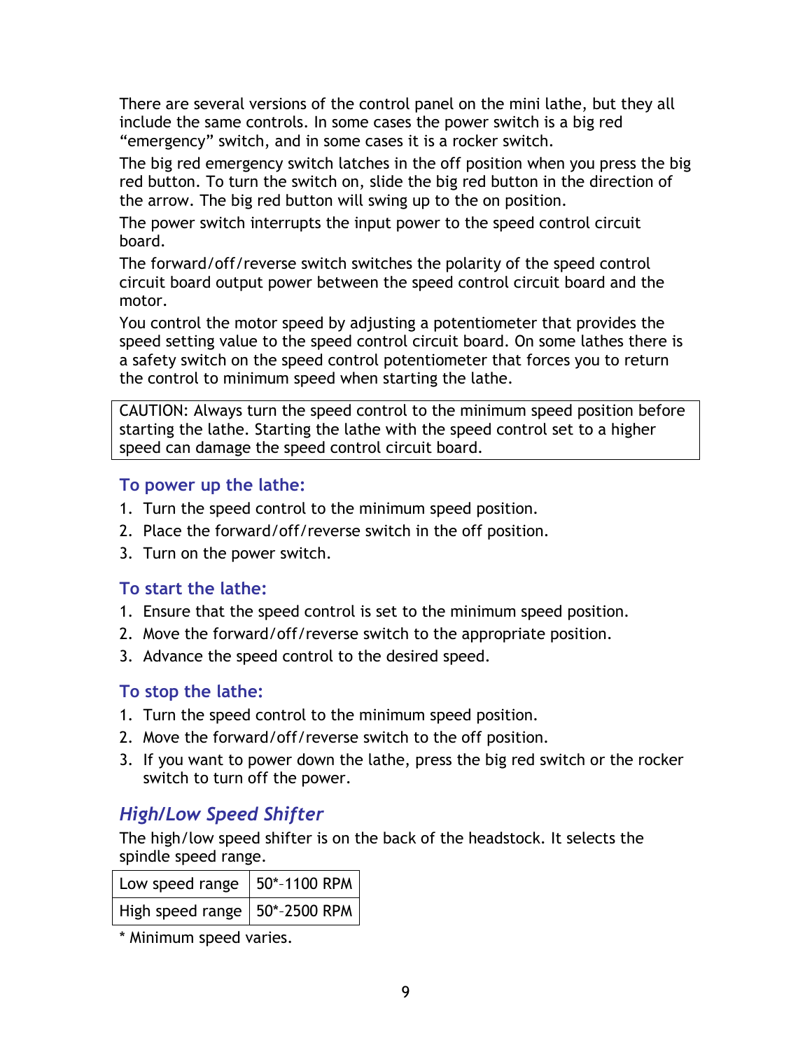There are several versions of the control panel on the mini lathe, but they all include the same controls. In some cases the power switch is a big red "emergency" switch, and in some cases it is a rocker switch.

The big red emergency switch latches in the off position when you press the big red button. To turn the switch on, slide the big red button in the direction of the arrow. The big red button will swing up to the on position.

The power switch interrupts the input power to the speed control circuit board.

The forward/off/reverse switch switches the polarity of the speed control circuit board output power between the speed control circuit board and the motor.

You control the motor speed by adjusting a potentiometer that provides the speed setting value to the speed control circuit board. On some lathes there is a safety switch on the speed control potentiometer that forces you to return the control to minimum speed when starting the lathe.

> CAUTION: Always turn the speed control to the minimum speed position before starting the lathe. Starting the lathe with the speed control set to a higher speed can damage the speed control circuit board.

### To power up the lathe:

1. Turn the speed control to the minimum speed position.
2. Place the forward/off/reverse switch in the off position.
3. Turn on the power switch.

### To start the lathe:

1. Ensure that the speed control is set to the minimum speed position.
2. Move the forward/off/reverse switch to the appropriate position.
3. Advance the speed control to the desired speed.

### To stop the lathe:

1. Turn the speed control to the minimum speed position.
2. Move the forward/off/reverse switch to the off position.
3. If you want to power down the lathe, press the big red switch or the rocker switch to turn off the power.

## *High/Low Speed Shifter*

The high/low speed shifter is on the back of the headstock. It selects the spindle speed range.

| Low speed range | 50*–1100 RPM |
|---|---|
| High speed range | 50*–2500 RPM |

* Minimum speed varies.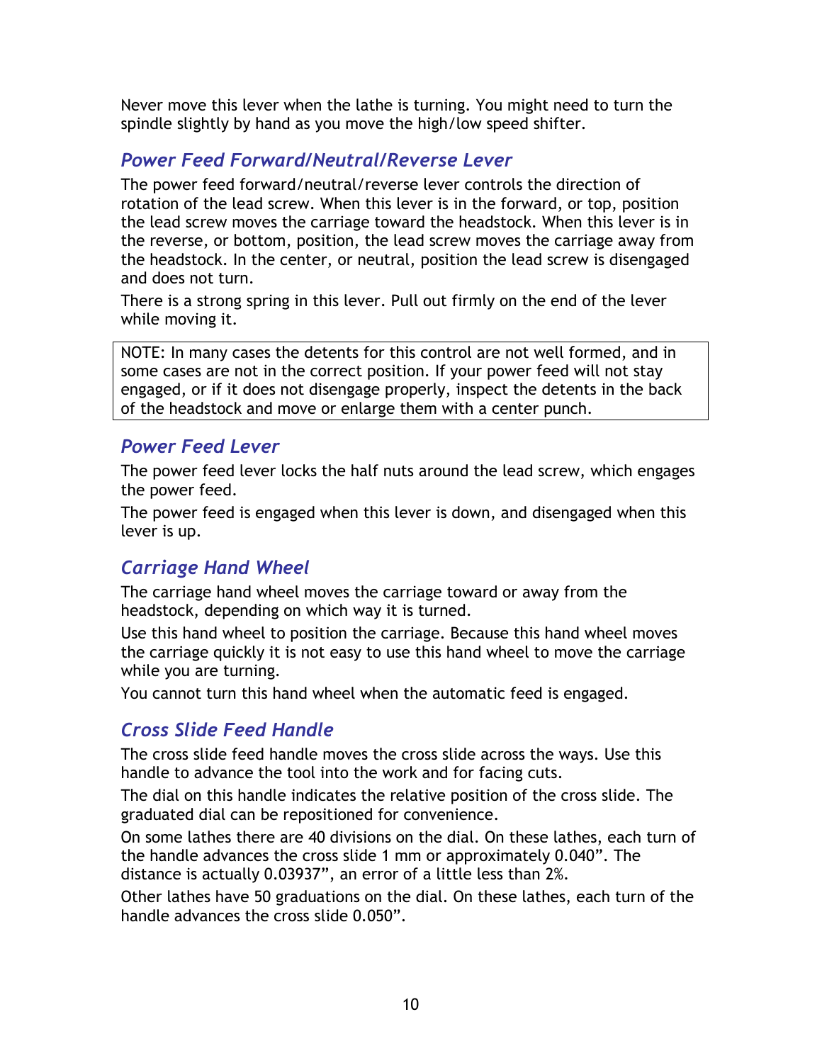Never move this lever when the lathe is turning. You might need to turn the spindle slightly by hand as you move the high/low speed shifter.

### *Power Feed Forward/Neutral/Reverse Lever*

The power feed forward/neutral/reverse lever controls the direction of rotation of the lead screw. When this lever is in the forward, or top, position the lead screw moves the carriage toward the headstock. When this lever is in the reverse, or bottom, position, the lead screw moves the carriage away from the headstock. In the center, or neutral, position the lead screw is disengaged and does not turn.

There is a strong spring in this lever. Pull out firmly on the end of the lever while moving it.

> NOTE: In many cases the detents for this control are not well formed, and in some cases are not in the correct position. If your power feed will not stay engaged, or if it does not disengage properly, inspect the detents in the back of the headstock and move or enlarge them with a center punch.

### *Power Feed Lever*

The power feed lever locks the half nuts around the lead screw, which engages the power feed.

The power feed is engaged when this lever is down, and disengaged when this lever is up.

### *Carriage Hand Wheel*

The carriage hand wheel moves the carriage toward or away from the headstock, depending on which way it is turned.

Use this hand wheel to position the carriage. Because this hand wheel moves the carriage quickly it is not easy to use this hand wheel to move the carriage while you are turning.

You cannot turn this hand wheel when the automatic feed is engaged.

### *Cross Slide Feed Handle*

The cross slide feed handle moves the cross slide across the ways. Use this handle to advance the tool into the work and for facing cuts.

The dial on this handle indicates the relative position of the cross slide. The graduated dial can be repositioned for convenience.

On some lathes there are 40 divisions on the dial. On these lathes, each turn of the handle advances the cross slide 1 mm or approximately 0.040". The distance is actually 0.03937", an error of a little less than 2%.

Other lathes have 50 graduations on the dial. On these lathes, each turn of the handle advances the cross slide 0.050".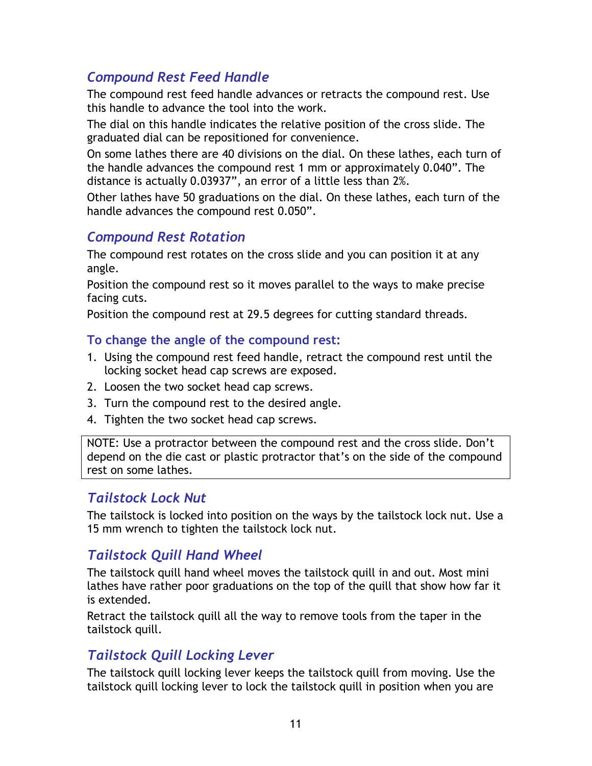## *Compound Rest Feed Handle*

The compound rest feed handle advances or retracts the compound rest. Use this handle to advance the tool into the work.

The dial on this handle indicates the relative position of the cross slide. The graduated dial can be repositioned for convenience.

On some lathes there are 40 divisions on the dial. On these lathes, each turn of the handle advances the compound rest 1 mm or approximately 0.040”. The distance is actually 0.03937”, an error of a little less than 2%.

Other lathes have 50 graduations on the dial. On these lathes, each turn of the handle advances the compound rest 0.050”.

## *Compound Rest Rotation*

The compound rest rotates on the cross slide and you can position it at any angle.

Position the compound rest so it moves parallel to the ways to make precise facing cuts.

Position the compound rest at 29.5 degrees for cutting standard threads.

### To change the angle of the compound rest:

1. Using the compound rest feed handle, retract the compound rest until the locking socket head cap screws are exposed.
2. Loosen the two socket head cap screws.
3. Turn the compound rest to the desired angle.
4. Tighten the two socket head cap screws.

> NOTE: Use a protractor between the compound rest and the cross slide. Don’t depend on the die cast or plastic protractor that’s on the side of the compound rest on some lathes.

## *Tailstock Lock Nut*

The tailstock is locked into position on the ways by the tailstock lock nut. Use a 15 mm wrench to tighten the tailstock lock nut.

## *Tailstock Quill Hand Wheel*

The tailstock quill hand wheel moves the tailstock quill in and out. Most mini lathes have rather poor graduations on the top of the quill that show how far it is extended.

Retract the tailstock quill all the way to remove tools from the taper in the tailstock quill.

## *Tailstock Quill Locking Lever*

The tailstock quill locking lever keeps the tailstock quill from moving. Use the tailstock quill locking lever to lock the tailstock quill in position when you are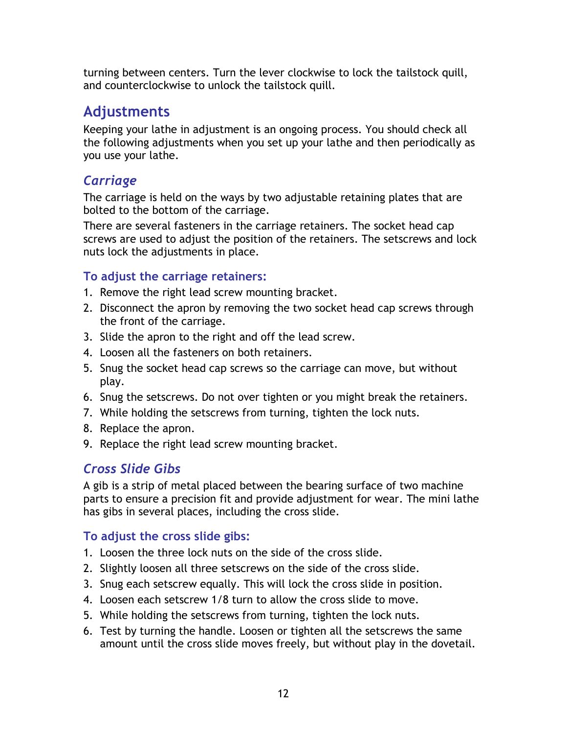turning between centers. Turn the lever clockwise to lock the tailstock quill, and counterclockwise to unlock the tailstock quill.

## Adjustments

Keeping your lathe in adjustment is an ongoing process. You should check all the following adjustments when you set up your lathe and then periodically as you use your lathe.

### *Carriage*

The carriage is held on the ways by two adjustable retaining plates that are bolted to the bottom of the carriage.

There are several fasteners in the carriage retainers. The socket head cap screws are used to adjust the position of the retainers. The setscrews and lock nuts lock the adjustments in place.

#### To adjust the carriage retainers:

1. Remove the right lead screw mounting bracket.
2. Disconnect the apron by removing the two socket head cap screws through the front of the carriage.
3. Slide the apron to the right and off the lead screw.
4. Loosen all the fasteners on both retainers.
5. Snug the socket head cap screws so the carriage can move, but without play.
6. Snug the setscrews. Do not over tighten or you might break the retainers.
7. While holding the setscrews from turning, tighten the lock nuts.
8. Replace the apron.
9. Replace the right lead screw mounting bracket.

### *Cross Slide Gibs*

A gib is a strip of metal placed between the bearing surface of two machine parts to ensure a precision fit and provide adjustment for wear. The mini lathe has gibs in several places, including the cross slide.

#### To adjust the cross slide gibs:

1. Loosen the three lock nuts on the side of the cross slide.
2. Slightly loosen all three setscrews on the side of the cross slide.
3. Snug each setscrew equally. This will lock the cross slide in position.
4. Loosen each setscrew 1/8 turn to allow the cross slide to move.
5. While holding the setscrews from turning, tighten the lock nuts.
6. Test by turning the handle. Loosen or tighten all the setscrews the same amount until the cross slide moves freely, but without play in the dovetail.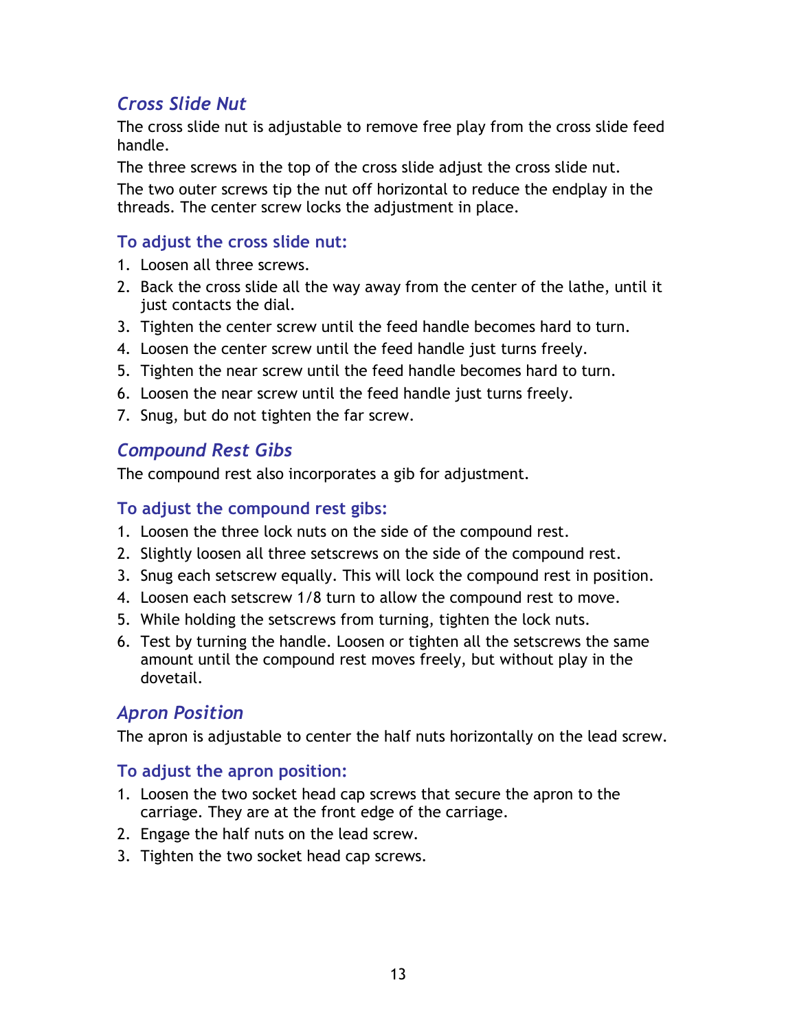## *Cross Slide Nut*

The cross slide nut is adjustable to remove free play from the cross slide feed handle.

The three screws in the top of the cross slide adjust the cross slide nut.

The two outer screws tip the nut off horizontal to reduce the endplay in the threads. The center screw locks the adjustment in place.

### To adjust the cross slide nut:

1. Loosen all three screws.
2. Back the cross slide all the way away from the center of the lathe, until it just contacts the dial.
3. Tighten the center screw until the feed handle becomes hard to turn.
4. Loosen the center screw until the feed handle just turns freely.
5. Tighten the near screw until the feed handle becomes hard to turn.
6. Loosen the near screw until the feed handle just turns freely.
7. Snug, but do not tighten the far screw.

## *Compound Rest Gibs*

The compound rest also incorporates a gib for adjustment.

### To adjust the compound rest gibs:

1. Loosen the three lock nuts on the side of the compound rest.
2. Slightly loosen all three setscrews on the side of the compound rest.
3. Snug each setscrew equally. This will lock the compound rest in position.
4. Loosen each setscrew 1/8 turn to allow the compound rest to move.
5. While holding the setscrews from turning, tighten the lock nuts.
6. Test by turning the handle. Loosen or tighten all the setscrews the same amount until the compound rest moves freely, but without play in the dovetail.

## *Apron Position*

The apron is adjustable to center the half nuts horizontally on the lead screw.

### To adjust the apron position:

1. Loosen the two socket head cap screws that secure the apron to the carriage. They are at the front edge of the carriage.
2. Engage the half nuts on the lead screw.
3. Tighten the two socket head cap screws.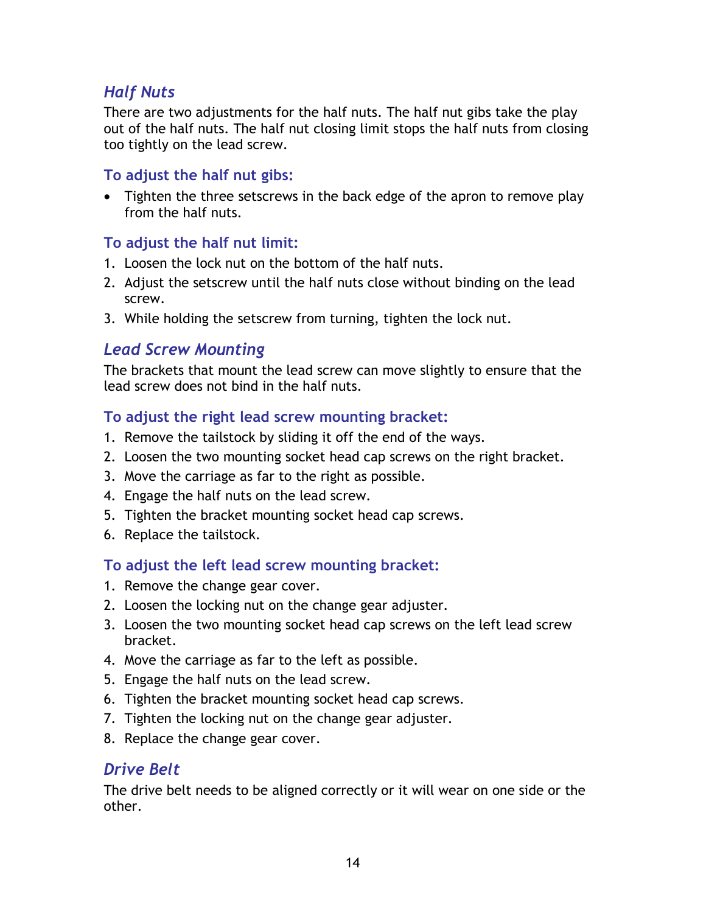## *Half Nuts*

There are two adjustments for the half nuts. The half nut gibs take the play out of the half nuts. The half nut closing limit stops the half nuts from closing too tightly on the lead screw.

### To adjust the half nut gibs:

- Tighten the three setscrews in the back edge of the apron to remove play from the half nuts.

### To adjust the half nut limit:

1. Loosen the lock nut on the bottom of the half nuts.
2. Adjust the setscrew until the half nuts close without binding on the lead screw.
3. While holding the setscrew from turning, tighten the lock nut.

## *Lead Screw Mounting*

The brackets that mount the lead screw can move slightly to ensure that the lead screw does not bind in the half nuts.

### To adjust the right lead screw mounting bracket:

1. Remove the tailstock by sliding it off the end of the ways.
2. Loosen the two mounting socket head cap screws on the right bracket.
3. Move the carriage as far to the right as possible.
4. Engage the half nuts on the lead screw.
5. Tighten the bracket mounting socket head cap screws.
6. Replace the tailstock.

### To adjust the left lead screw mounting bracket:

1. Remove the change gear cover.
2. Loosen the locking nut on the change gear adjuster.
3. Loosen the two mounting socket head cap screws on the left lead screw bracket.
4. Move the carriage as far to the left as possible.
5. Engage the half nuts on the lead screw.
6. Tighten the bracket mounting socket head cap screws.
7. Tighten the locking nut on the change gear adjuster.
8. Replace the change gear cover.

## *Drive Belt*

The drive belt needs to be aligned correctly or it will wear on one side or the other.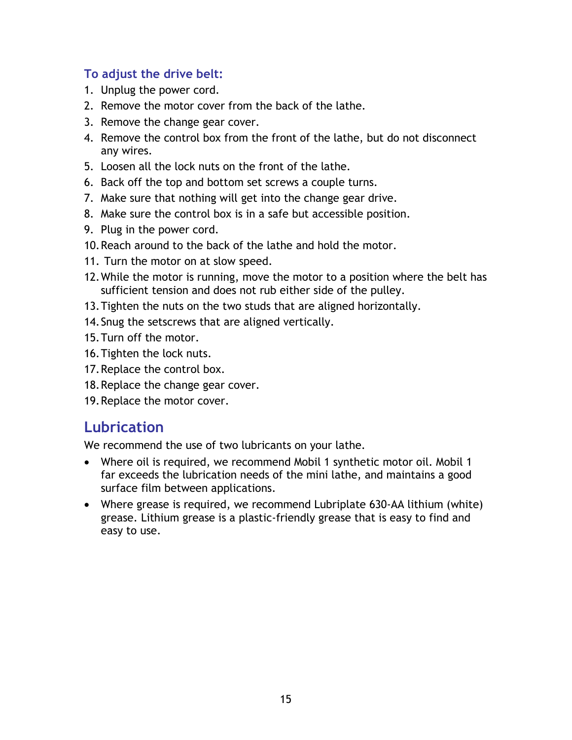### To adjust the drive belt:

1. Unplug the power cord.
2. Remove the motor cover from the back of the lathe.
3. Remove the change gear cover.
4. Remove the control box from the front of the lathe, but do not disconnect any wires.
5. Loosen all the lock nuts on the front of the lathe.
6. Back off the top and bottom set screws a couple turns.
7. Make sure that nothing will get into the change gear drive.
8. Make sure the control box is in a safe but accessible position.
9. Plug in the power cord.
10. Reach around to the back of the lathe and hold the motor.
11. Turn the motor on at slow speed.
12. While the motor is running, move the motor to a position where the belt has sufficient tension and does not rub either side of the pulley.
13. Tighten the nuts on the two studs that are aligned horizontally.
14. Snug the setscrews that are aligned vertically.
15. Turn off the motor.
16. Tighten the lock nuts.
17. Replace the control box.
18. Replace the change gear cover.
19. Replace the motor cover.

## Lubrication

We recommend the use of two lubricants on your lathe.

- Where oil is required, we recommend Mobil 1 synthetic motor oil. Mobil 1 far exceeds the lubrication needs of the mini lathe, and maintains a good surface film between applications.
- Where grease is required, we recommend Lubriplate 630-AA lithium (white) grease. Lithium grease is a plastic-friendly grease that is easy to find and easy to use.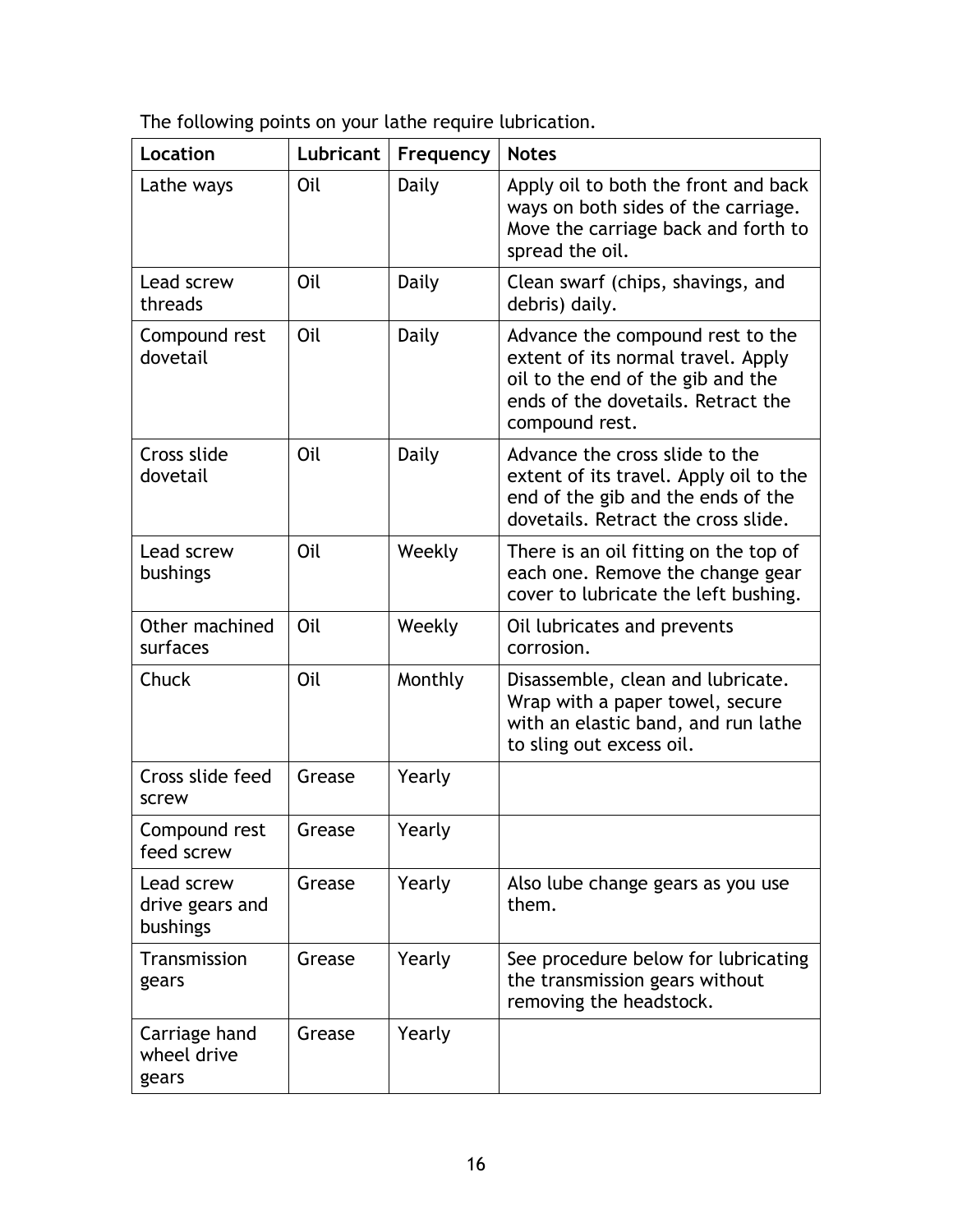The following points on your lathe require lubrication.

| Location | Lubricant | Frequency | Notes |
|---|---|---|---|
| Lathe ways | Oil | Daily | Apply oil to both the front and back ways on both sides of the carriage. Move the carriage back and forth to spread the oil. |
| Lead screw threads | Oil | Daily | Clean swarf (chips, shavings, and debris) daily. |
| Compound rest dovetail | Oil | Daily | Advance the compound rest to the extent of its normal travel. Apply oil to the end of the gib and the ends of the dovetails. Retract the compound rest. |
| Cross slide dovetail | Oil | Daily | Advance the cross slide to the extent of its travel. Apply oil to the end of the gib and the ends of the dovetails. Retract the cross slide. |
| Lead screw bushings | Oil | Weekly | There is an oil fitting on the top of each one. Remove the change gear cover to lubricate the left bushing. |
| Other machined surfaces | Oil | Weekly | Oil lubricates and prevents corrosion. |
| Chuck | Oil | Monthly | Disassemble, clean and lubricate. Wrap with a paper towel, secure with an elastic band, and run lathe to sling out excess oil. |
| Cross slide feed screw | Grease | Yearly | |
| Compound rest feed screw | Grease | Yearly | |
| Lead screw drive gears and bushings | Grease | Yearly | Also lube change gears as you use them. |
| Transmission gears | Grease | Yearly | See procedure below for lubricating the transmission gears without removing the headstock. |
| Carriage hand wheel drive gears | Grease | Yearly | |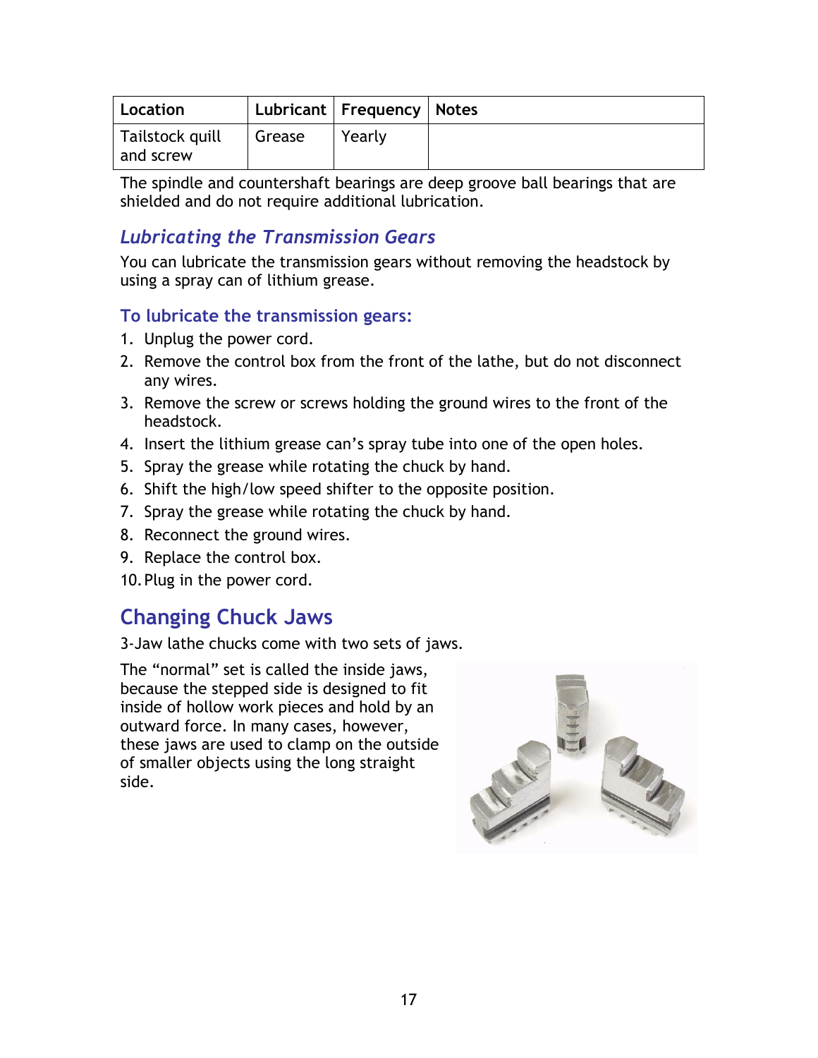| Location | Lubricant | Frequency | Notes |
| --- | --- | --- | --- |
| Tailstock quill and screw | Grease | Yearly | |

The spindle and countershaft bearings are deep groove ball bearings that are shielded and do not require additional lubrication.

## *Lubricating the Transmission Gears*

You can lubricate the transmission gears without removing the headstock by using a spray can of lithium grease.

### To lubricate the transmission gears:

1. Unplug the power cord.
2. Remove the control box from the front of the lathe, but do not disconnect any wires.
3. Remove the screw or screws holding the ground wires to the front of the headstock.
4. Insert the lithium grease can's spray tube into one of the open holes.
5. Spray the grease while rotating the chuck by hand.
6. Shift the high/low speed shifter to the opposite position.
7. Spray the grease while rotating the chuck by hand.
8. Reconnect the ground wires.
9. Replace the control box.
10. Plug in the power cord.

# Changing Chuck Jaws

3-Jaw lathe chucks come with two sets of jaws.

The "normal" set is called the inside jaws, because the stepped side is designed to fit inside of hollow work pieces and hold by an outward force. In many cases, however, these jaws are used to clamp on the outside of smaller objects using the long straight side.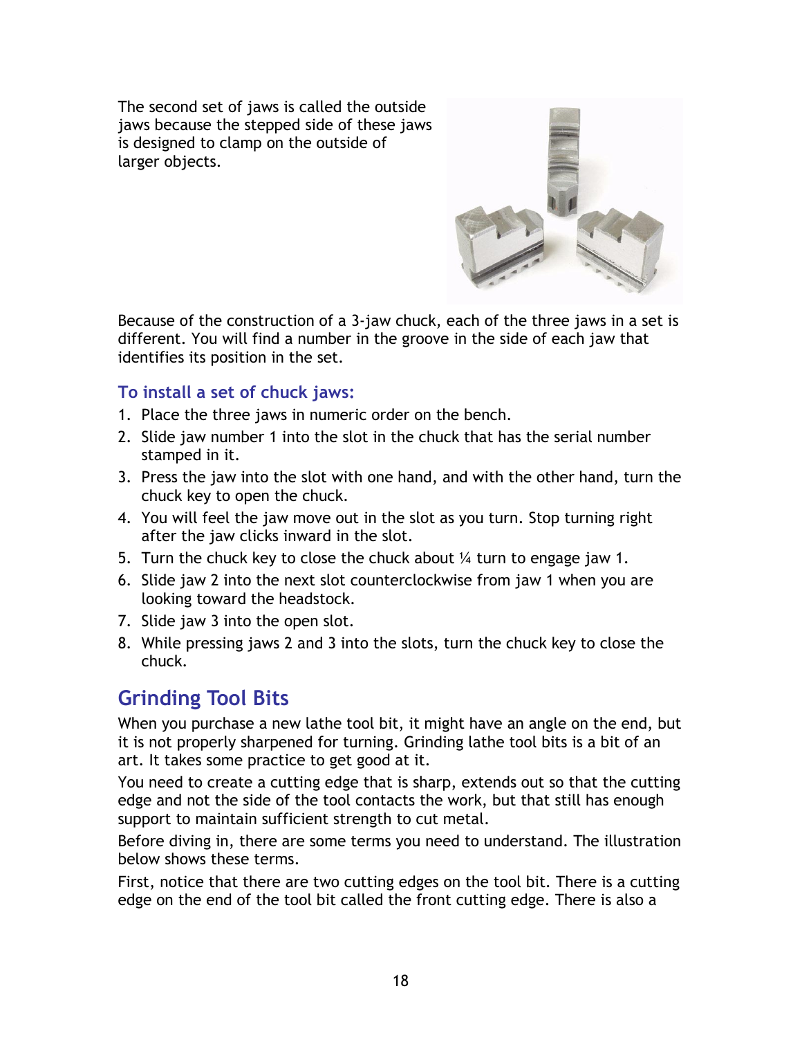The second set of jaws is called the outside jaws because the stepped side of these jaws is designed to clamp on the outside of larger objects.

Because of the construction of a 3-jaw chuck, each of the three jaws in a set is different. You will find a number in the groove in the side of each jaw that identifies its position in the set.

### To install a set of chuck jaws:

1. Place the three jaws in numeric order on the bench.
2. Slide jaw number 1 into the slot in the chuck that has the serial number stamped in it.
3. Press the jaw into the slot with one hand, and with the other hand, turn the chuck key to open the chuck.
4. You will feel the jaw move out in the slot as you turn. Stop turning right after the jaw clicks inward in the slot.
5. Turn the chuck key to close the chuck about ¼ turn to engage jaw 1.
6. Slide jaw 2 into the next slot counterclockwise from jaw 1 when you are looking toward the headstock.
7. Slide jaw 3 into the open slot.
8. While pressing jaws 2 and 3 into the slots, turn the chuck key to close the chuck.

## Grinding Tool Bits

When you purchase a new lathe tool bit, it might have an angle on the end, but it is not properly sharpened for turning. Grinding lathe tool bits is a bit of an art. It takes some practice to get good at it.

You need to create a cutting edge that is sharp, extends out so that the cutting edge and not the side of the tool contacts the work, but that still has enough support to maintain sufficient strength to cut metal.

Before diving in, there are some terms you need to understand. The illustration below shows these terms.

First, notice that there are two cutting edges on the tool bit. There is a cutting edge on the end of the tool bit called the front cutting edge. There is also a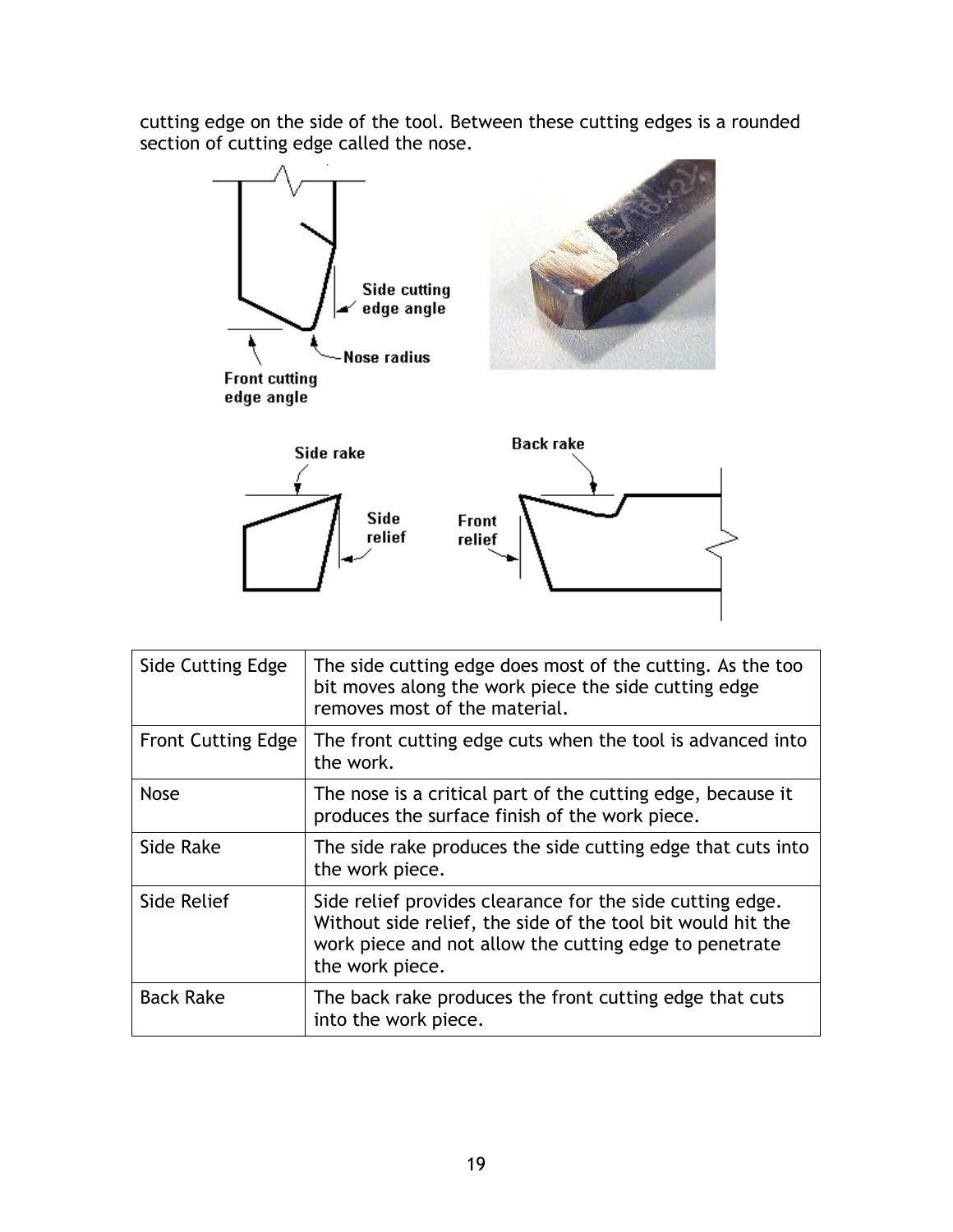cutting edge on the side of the tool. Between these cutting edges is a rounded section of cutting edge called the nose.

| Side Cutting Edge | The side cutting edge does most of the cutting. As the too bit moves along the work piece the side cutting edge removes most of the material. |
|---|---|
| Front Cutting Edge | The front cutting edge cuts when the tool is advanced into the work. |
| Nose | The nose is a critical part of the cutting edge, because it produces the surface finish of the work piece. |
| Side Rake | The side rake produces the side cutting edge that cuts into the work piece. |
| Side Relief | Side relief provides clearance for the side cutting edge. Without side relief, the side of the tool bit would hit the work piece and not allow the cutting edge to penetrate the work piece. |
| Back Rake | The back rake produces the front cutting edge that cuts into the work piece. |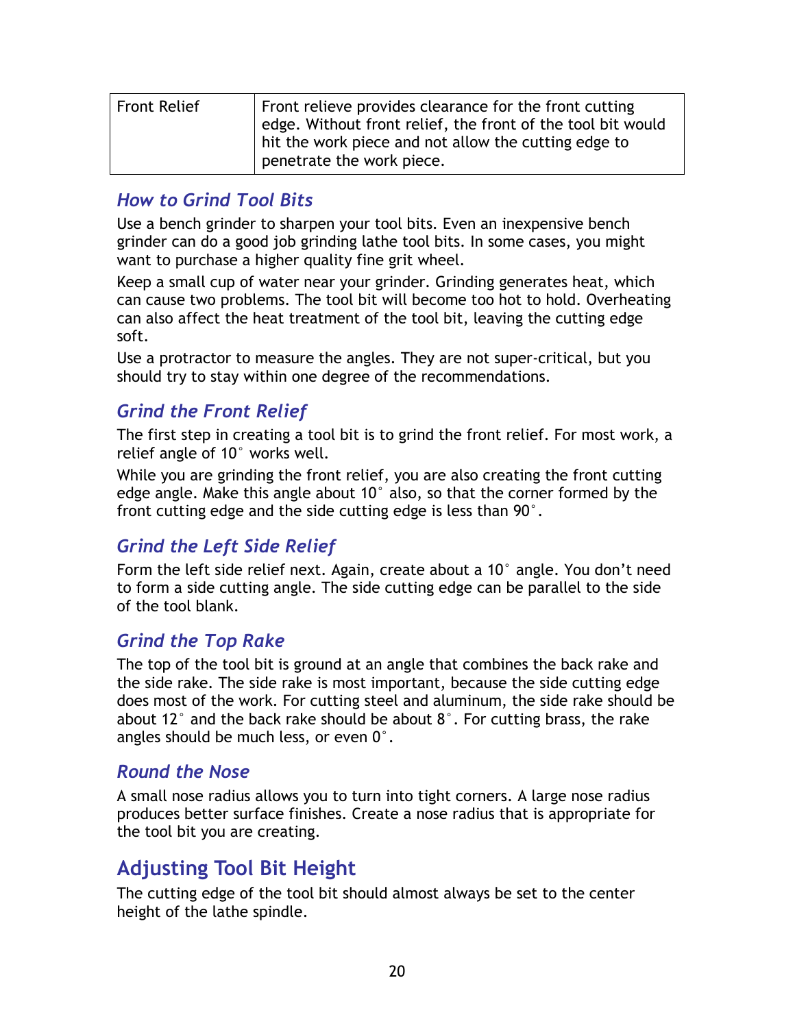| Front Relief | Front relieve provides clearance for the front cutting edge. Without front relief, the front of the tool bit would hit the work piece and not allow the cutting edge to penetrate the work piece. |
|---|---|

### How to Grind Tool Bits

Use a bench grinder to sharpen your tool bits. Even an inexpensive bench grinder can do a good job grinding lathe tool bits. In some cases, you might want to purchase a higher quality fine grit wheel.

Keep a small cup of water near your grinder. Grinding generates heat, which can cause two problems. The tool bit will become too hot to hold. Overheating can also affect the heat treatment of the tool bit, leaving the cutting edge soft.

Use a protractor to measure the angles. They are not super-critical, but you should try to stay within one degree of the recommendations.

### Grind the Front Relief

The first step in creating a tool bit is to grind the front relief. For most work, a relief angle of 10° works well.

While you are grinding the front relief, you are also creating the front cutting edge angle. Make this angle about 10° also, so that the corner formed by the front cutting edge and the side cutting edge is less than 90°.

### Grind the Left Side Relief

Form the left side relief next. Again, create about a 10° angle. You don't need to form a side cutting angle. The side cutting edge can be parallel to the side of the tool blank.

### Grind the Top Rake

The top of the tool bit is ground at an angle that combines the back rake and the side rake. The side rake is most important, because the side cutting edge does most of the work. For cutting steel and aluminum, the side rake should be about 12° and the back rake should be about 8°. For cutting brass, the rake angles should be much less, or even 0°.

### Round the Nose

A small nose radius allows you to turn into tight corners. A large nose radius produces better surface finishes. Create a nose radius that is appropriate for the tool bit you are creating.

## Adjusting Tool Bit Height

The cutting edge of the tool bit should almost always be set to the center height of the lathe spindle.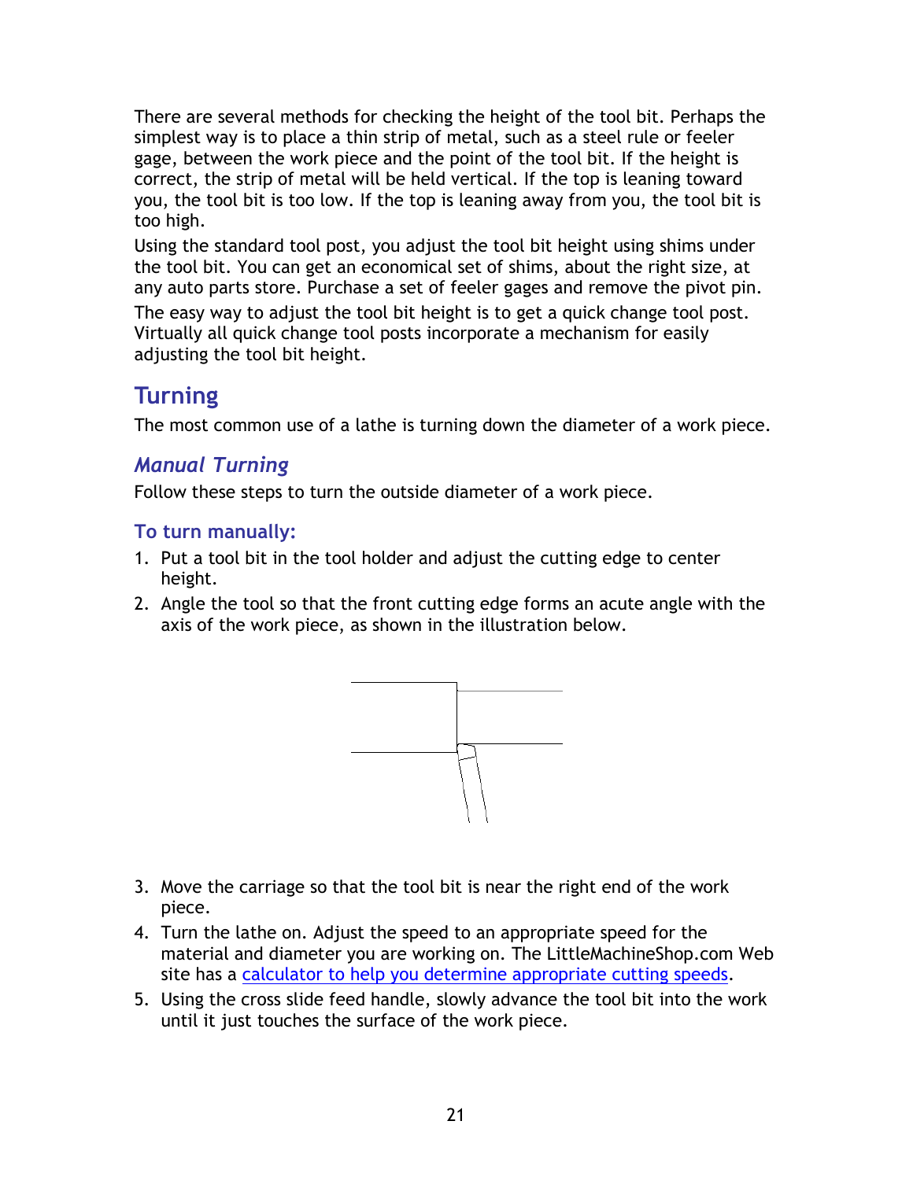There are several methods for checking the height of the tool bit. Perhaps the simplest way is to place a thin strip of metal, such as a steel rule or feeler gage, between the work piece and the point of the tool bit. If the height is correct, the strip of metal will be held vertical. If the top is leaning toward you, the tool bit is too low. If the top is leaning away from you, the tool bit is too high.

Using the standard tool post, you adjust the tool bit height using shims under the tool bit. You can get an economical set of shims, about the right size, at any auto parts store. Purchase a set of feeler gages and remove the pivot pin.

The easy way to adjust the tool bit height is to get a quick change tool post. Virtually all quick change tool posts incorporate a mechanism for easily adjusting the tool bit height.

## Turning

The most common use of a lathe is turning down the diameter of a work piece.

### *Manual Turning*

Follow these steps to turn the outside diameter of a work piece.

#### To turn manually:

1. Put a tool bit in the tool holder and adjust the cutting edge to center height.
2. Angle the tool so that the front cutting edge forms an acute angle with the axis of the work piece, as shown in the illustration below.
3. Move the carriage so that the tool bit is near the right end of the work piece.
4. Turn the lathe on. Adjust the speed to an appropriate speed for the material and diameter you are working on. The LittleMachineShop.com Web site has a calculator to help you determine appropriate cutting speeds.
5. Using the cross slide feed handle, slowly advance the tool bit into the work until it just touches the surface of the work piece.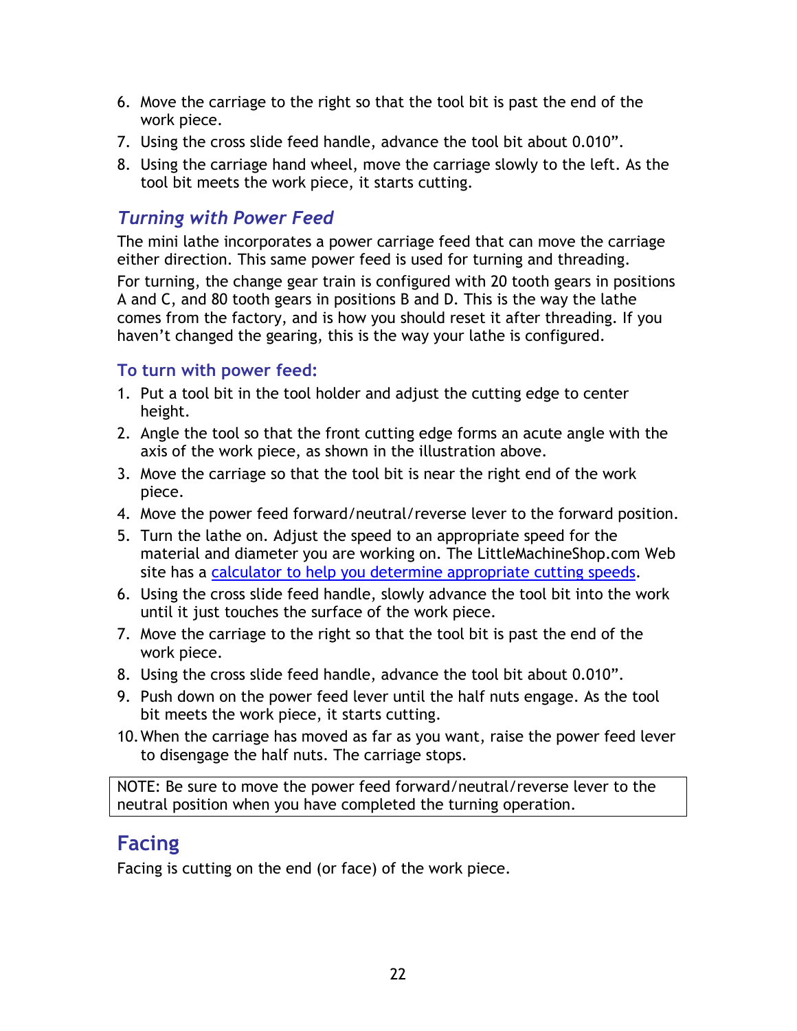6. Move the carriage to the right so that the tool bit is past the end of the work piece.
7. Using the cross slide feed handle, advance the tool bit about 0.010”.
8. Using the carriage hand wheel, move the carriage slowly to the left. As the tool bit meets the work piece, it starts cutting.

### *Turning with Power Feed*

The mini lathe incorporates a power carriage feed that can move the carriage either direction. This same power feed is used for turning and threading.

For turning, the change gear train is configured with 20 tooth gears in positions A and C, and 80 tooth gears in positions B and D. This is the way the lathe comes from the factory, and is how you should reset it after threading. If you haven’t changed the gearing, this is the way your lathe is configured.

#### To turn with power feed:

1. Put a tool bit in the tool holder and adjust the cutting edge to center height.
2. Angle the tool so that the front cutting edge forms an acute angle with the axis of the work piece, as shown in the illustration above.
3. Move the carriage so that the tool bit is near the right end of the work piece.
4. Move the power feed forward/neutral/reverse lever to the forward position.
5. Turn the lathe on. Adjust the speed to an appropriate speed for the material and diameter you are working on. The LittleMachineShop.com Web site has a calculator to help you determine appropriate cutting speeds.
6. Using the cross slide feed handle, slowly advance the tool bit into the work until it just touches the surface of the work piece.
7. Move the carriage to the right so that the tool bit is past the end of the work piece.
8. Using the cross slide feed handle, advance the tool bit about 0.010”.
9. Push down on the power feed lever until the half nuts engage. As the tool bit meets the work piece, it starts cutting.
10. When the carriage has moved as far as you want, raise the power feed lever to disengage the half nuts. The carriage stops.

| NOTE: Be sure to move the power feed forward/neutral/reverse lever to the neutral position when you have completed the turning operation. |
| --- |

## Facing

Facing is cutting on the end (or face) of the work piece.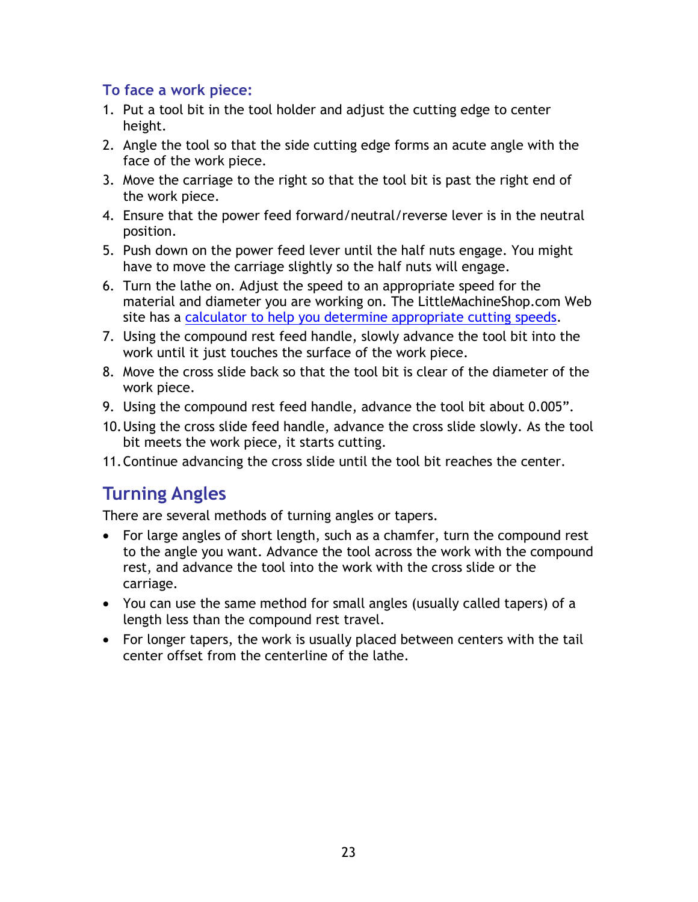### To face a work piece:

1. Put a tool bit in the tool holder and adjust the cutting edge to center height.
2. Angle the tool so that the side cutting edge forms an acute angle with the face of the work piece.
3. Move the carriage to the right so that the tool bit is past the right end of the work piece.
4. Ensure that the power feed forward/neutral/reverse lever is in the neutral position.
5. Push down on the power feed lever until the half nuts engage. You might have to move the carriage slightly so the half nuts will engage.
6. Turn the lathe on. Adjust the speed to an appropriate speed for the material and diameter you are working on. The LittleMachineShop.com Web site has a calculator to help you determine appropriate cutting speeds.
7. Using the compound rest feed handle, slowly advance the tool bit into the work until it just touches the surface of the work piece.
8. Move the cross slide back so that the tool bit is clear of the diameter of the work piece.
9. Using the compound rest feed handle, advance the tool bit about 0.005”.
10. Using the cross slide feed handle, advance the cross slide slowly. As the tool bit meets the work piece, it starts cutting.
11. Continue advancing the cross slide until the tool bit reaches the center.

## Turning Angles

There are several methods of turning angles or tapers.

- For large angles of short length, such as a chamfer, turn the compound rest to the angle you want. Advance the tool across the work with the compound rest, and advance the tool into the work with the cross slide or the carriage.
- You can use the same method for small angles (usually called tapers) of a length less than the compound rest travel.
- For longer tapers, the work is usually placed between centers with the tail center offset from the centerline of the lathe.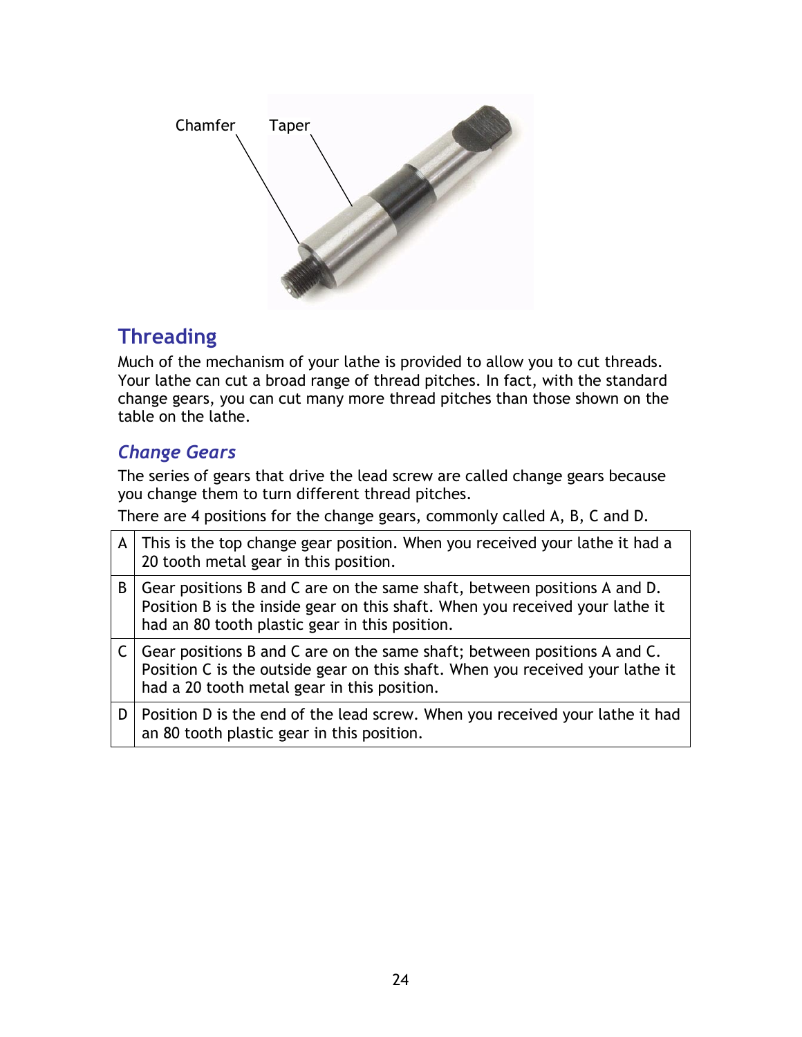Chamfer Taper

## Threading

Much of the mechanism of your lathe is provided to allow you to cut threads. Your lathe can cut a broad range of thread pitches. In fact, with the standard change gears, you can cut many more thread pitches than those shown on the table on the lathe.

### *Change Gears*

The series of gears that drive the lead screw are called change gears because you change them to turn different thread pitches.

There are 4 positions for the change gears, commonly called A, B, C and D.

| | |
|---|---|
| A | This is the top change gear position. When you received your lathe it had a 20 tooth metal gear in this position. |
| B | Gear positions B and C are on the same shaft, between positions A and D. Position B is the inside gear on this shaft. When you received your lathe it had an 80 tooth plastic gear in this position. |
| C | Gear positions B and C are on the same shaft; between positions A and C. Position C is the outside gear on this shaft. When you received your lathe it had a 20 tooth metal gear in this position. |
| D | Position D is the end of the lead screw. When you received your lathe it had an 80 tooth plastic gear in this position. |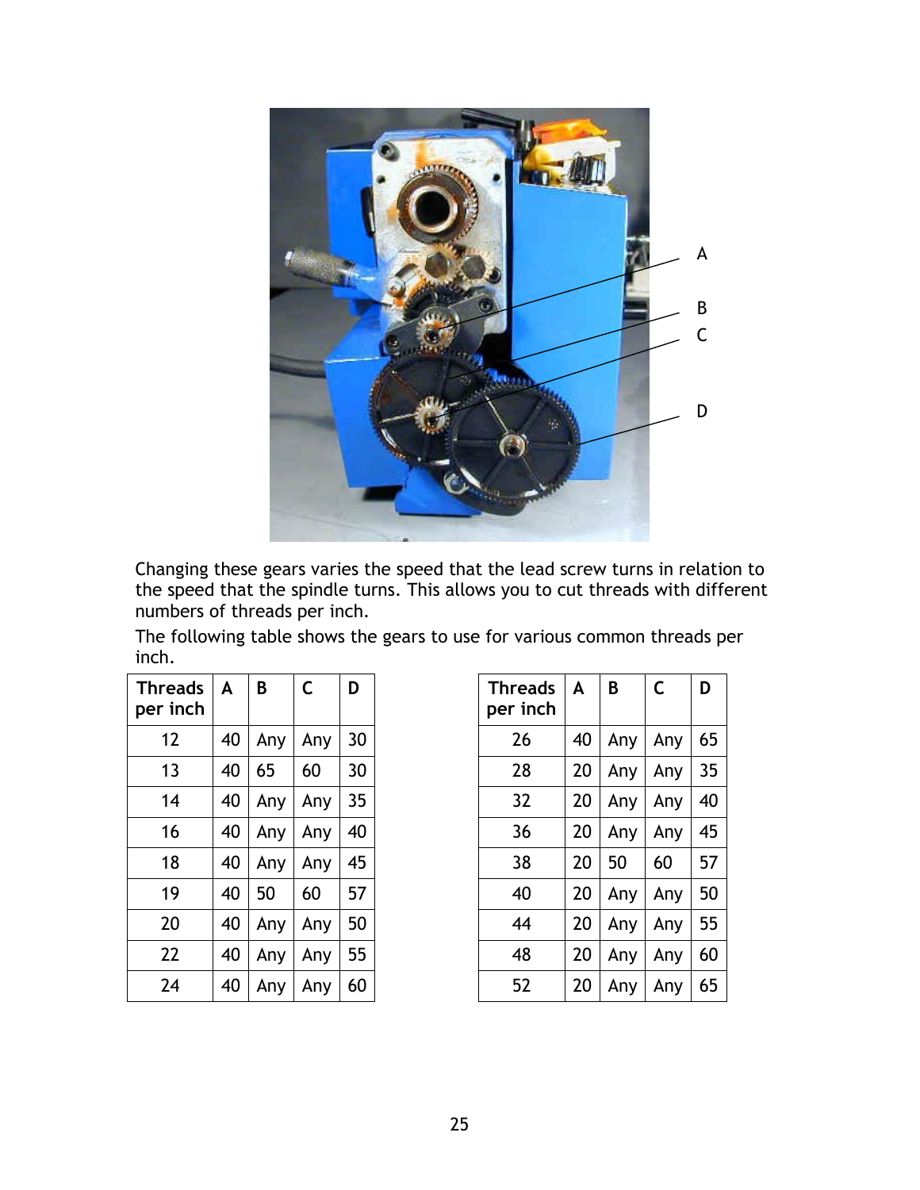A

B

C

D

Changing these gears varies the speed that the lead screw turns in relation to the speed that the spindle turns. This allows you to cut threads with different numbers of threads per inch.

The following table shows the gears to use for various common threads per inch.

| Threads per inch | A | B | C | D |
|---|---|---|---|---|
| 12 | 40 | Any | Any | 30 |
| 13 | 40 | 65 | 60 | 30 |
| 14 | 40 | Any | Any | 35 |
| 16 | 40 | Any | Any | 40 |
| 18 | 40 | Any | Any | 45 |
| 19 | 40 | 50 | 60 | 57 |
| 20 | 40 | Any | Any | 50 |
| 22 | 40 | Any | Any | 55 |
| 24 | 40 | Any | Any | 60 |

| Threads per inch | A | B | C | D |
|---|---|---|---|---|
| 26 | 40 | Any | Any | 65 |
| 28 | 20 | Any | Any | 35 |
| 32 | 20 | Any | Any | 40 |
| 36 | 20 | Any | Any | 45 |
| 38 | 20 | 50 | 60 | 57 |
| 40 | 20 | Any | Any | 50 |
| 44 | 20 | Any | Any | 55 |
| 48 | 20 | Any | Any | 60 |
| 52 | 20 | Any | Any | 65 |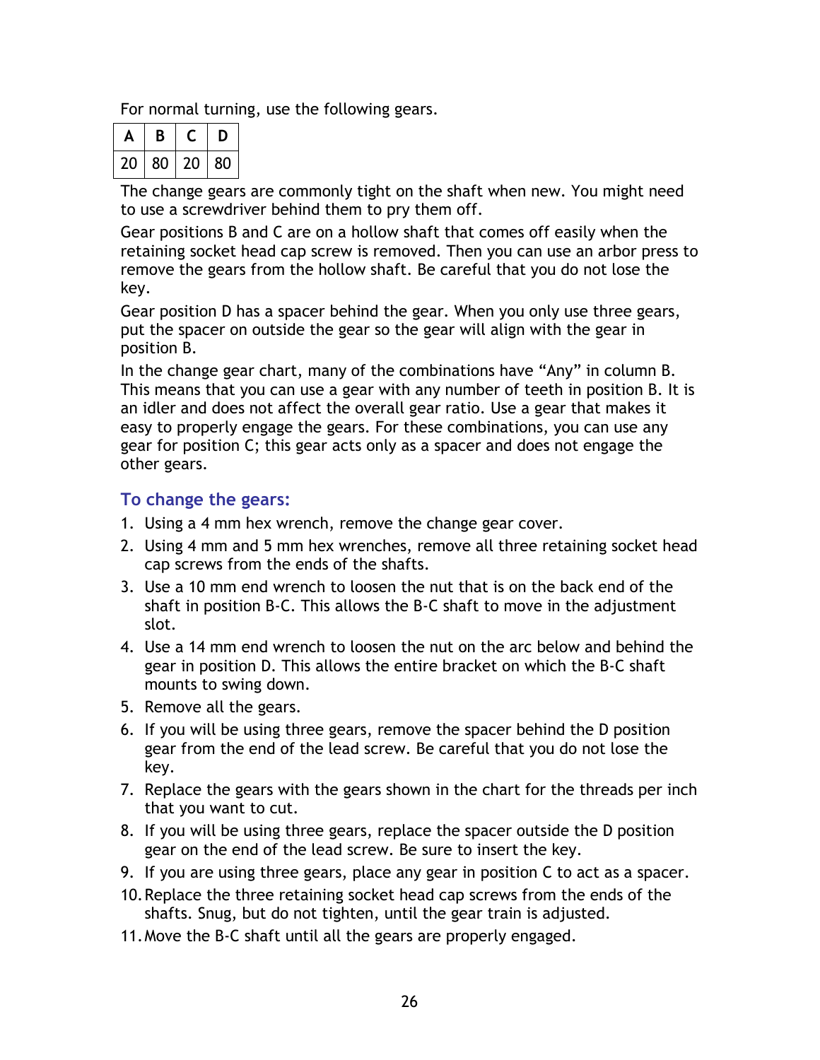For normal turning, use the following gears.

| A | B | C | D |
|---|---|---|---|
| 20 | 80 | 20 | 80 |

The change gears are commonly tight on the shaft when new. You might need to use a screwdriver behind them to pry them off.

Gear positions B and C are on a hollow shaft that comes off easily when the retaining socket head cap screw is removed. Then you can use an arbor press to remove the gears from the hollow shaft. Be careful that you do not lose the key.

Gear position D has a spacer behind the gear. When you only use three gears, put the spacer on outside the gear so the gear will align with the gear in position B.

In the change gear chart, many of the combinations have “Any” in column B. This means that you can use a gear with any number of teeth in position B. It is an idler and does not affect the overall gear ratio. Use a gear that makes it easy to properly engage the gears. For these combinations, you can use any gear for position C; this gear acts only as a spacer and does not engage the other gears.

### To change the gears:

1. Using a 4 mm hex wrench, remove the change gear cover.
2. Using 4 mm and 5 mm hex wrenches, remove all three retaining socket head cap screws from the ends of the shafts.
3. Use a 10 mm end wrench to loosen the nut that is on the back end of the shaft in position B-C. This allows the B-C shaft to move in the adjustment slot.
4. Use a 14 mm end wrench to loosen the nut on the arc below and behind the gear in position D. This allows the entire bracket on which the B-C shaft mounts to swing down.
5. Remove all the gears.
6. If you will be using three gears, remove the spacer behind the D position gear from the end of the lead screw. Be careful that you do not lose the key.
7. Replace the gears with the gears shown in the chart for the threads per inch that you want to cut.
8. If you will be using three gears, replace the spacer outside the D position gear on the end of the lead screw. Be sure to insert the key.
9. If you are using three gears, place any gear in position C to act as a spacer.
10. Replace the three retaining socket head cap screws from the ends of the shafts. Snug, but do not tighten, until the gear train is adjusted.
11. Move the B-C shaft until all the gears are properly engaged.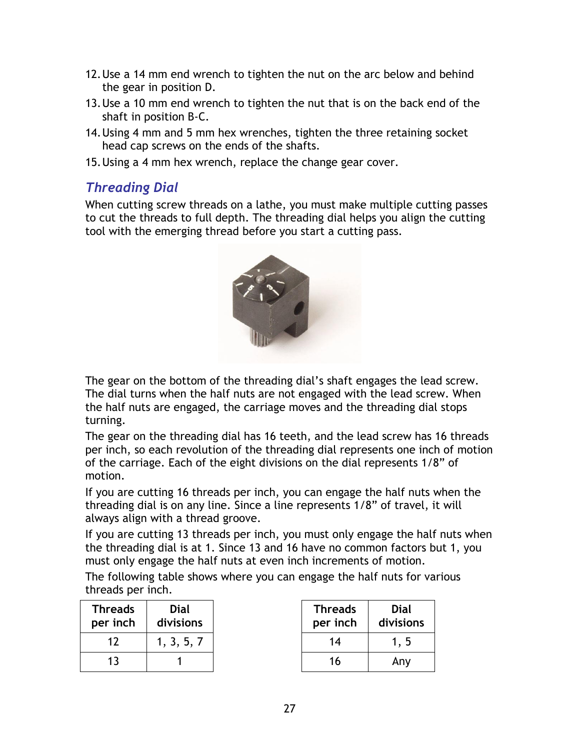12. Use a 14 mm end wrench to tighten the nut on the arc below and behind the gear in position D.
13. Use a 10 mm end wrench to tighten the nut that is on the back end of the shaft in position B-C.
14. Using 4 mm and 5 mm hex wrenches, tighten the three retaining socket head cap screws on the ends of the shafts.
15. Using a 4 mm hex wrench, replace the change gear cover.

### *Threading Dial*

When cutting screw threads on a lathe, you must make multiple cutting passes to cut the threads to full depth. The threading dial helps you align the cutting tool with the emerging thread before you start a cutting pass.

The gear on the bottom of the threading dial's shaft engages the lead screw. The dial turns when the half nuts are not engaged with the lead screw. When the half nuts are engaged, the carriage moves and the threading dial stops turning.

The gear on the threading dial has 16 teeth, and the lead screw has 16 threads per inch, so each revolution of the threading dial represents one inch of motion of the carriage. Each of the eight divisions on the dial represents 1/8" of motion.

If you are cutting 16 threads per inch, you can engage the half nuts when the threading dial is on any line. Since a line represents 1/8" of travel, it will always align with a thread groove.

If you are cutting 13 threads per inch, you must only engage the half nuts when the threading dial is at 1. Since 13 and 16 have no common factors but 1, you must only engage the half nuts at even inch increments of motion.

The following table shows where you can engage the half nuts for various threads per inch.

| Threads per inch | Dial divisions |
|---|---|
| 12 | 1, 3, 5, 7 |
| 13 | 1 |

| Threads per inch | Dial divisions |
|---|---|
| 14 | 1, 5 |
| 16 | Any |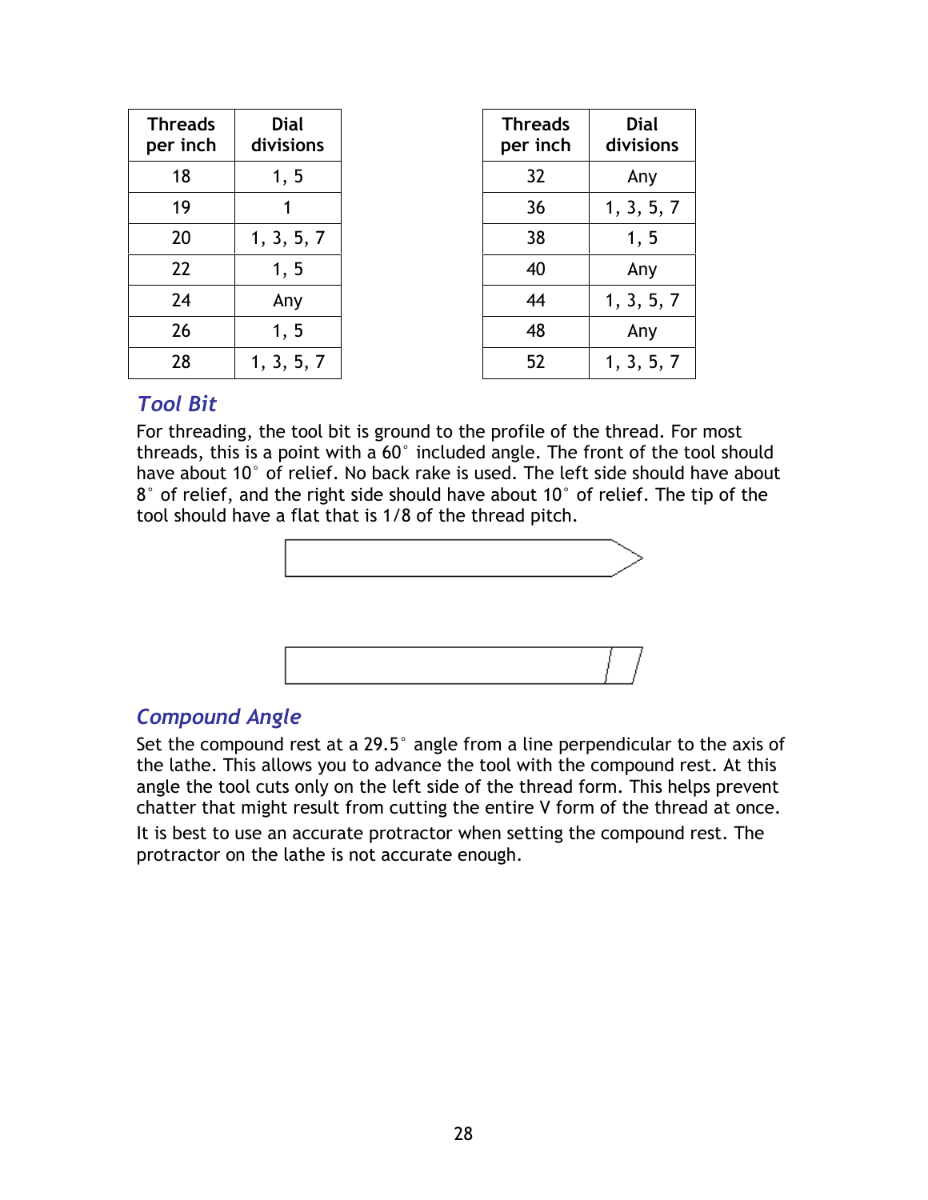| Threads per inch | Dial divisions |
|---|---|
| 18 | 1, 5 |
| 19 | 1 |
| 20 | 1, 3, 5, 7 |
| 22 | 1, 5 |
| 24 | Any |
| 26 | 1, 5 |
| 28 | 1, 3, 5, 7 |

| Threads per inch | Dial divisions |
|---|---|
| 32 | Any |
| 36 | 1, 3, 5, 7 |
| 38 | 1, 5 |
| 40 | Any |
| 44 | 1, 3, 5, 7 |
| 48 | Any |
| 52 | 1, 3, 5, 7 |

## Tool Bit

For threading, the tool bit is ground to the profile of the thread. For most threads, this is a point with a 60° included angle. The front of the tool should have about 10° of relief. No back rake is used. The left side should have about 8° of relief, and the right side should have about 10° of relief. The tip of the tool should have a flat that is 1/8 of the thread pitch.

## Compound Angle

Set the compound rest at a 29.5° angle from a line perpendicular to the axis of the lathe. This allows you to advance the tool with the compound rest. At this angle the tool cuts only on the left side of the thread form. This helps prevent chatter that might result from cutting the entire V form of the thread at once.

It is best to use an accurate protractor when setting the compound rest. The protractor on the lathe is not accurate enough.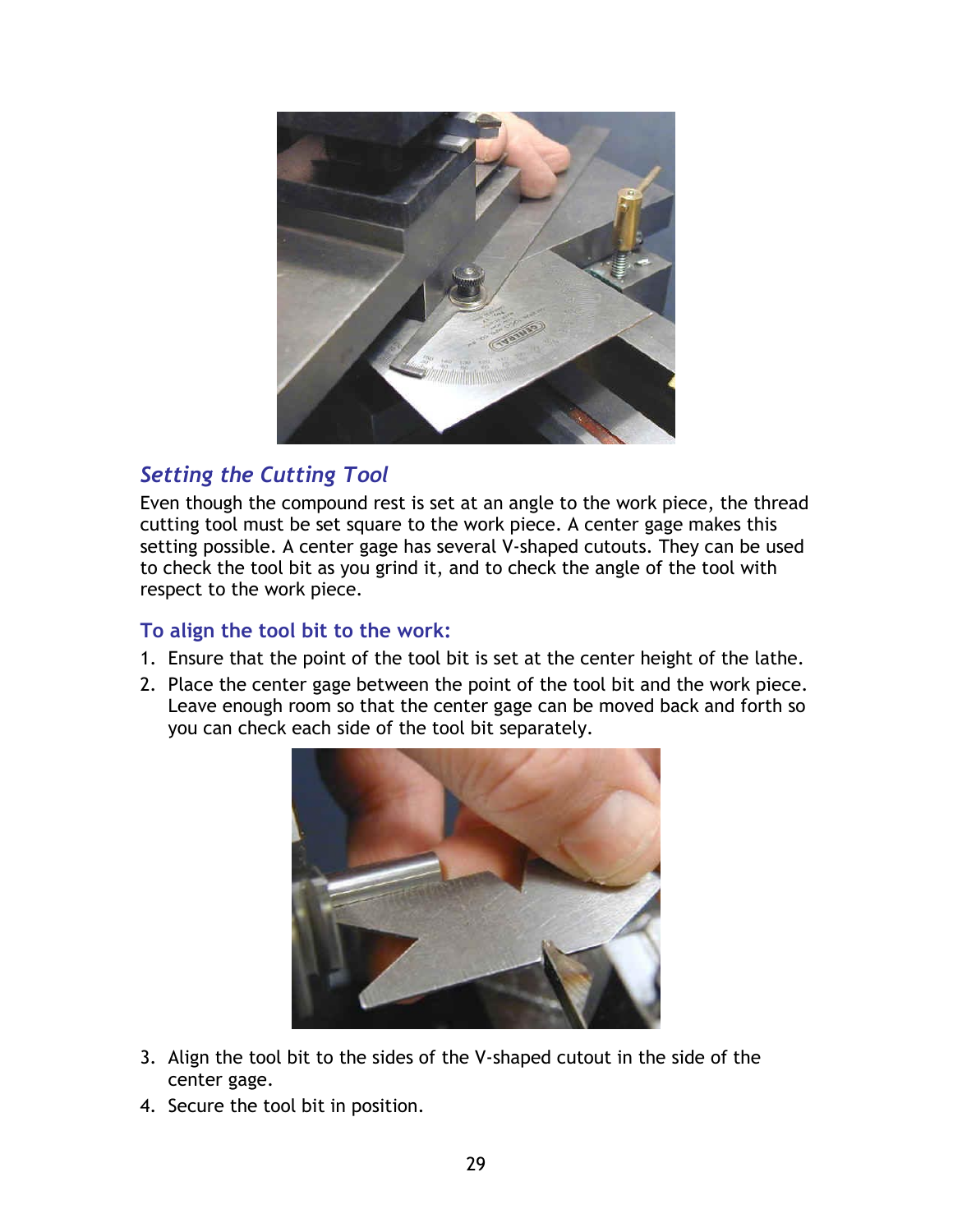## *Setting the Cutting Tool*

Even though the compound rest is set at an angle to the work piece, the thread cutting tool must be set square to the work piece. A center gage makes this setting possible. A center gage has several V-shaped cutouts. They can be used to check the tool bit as you grind it, and to check the angle of the tool with respect to the work piece.

### To align the tool bit to the work:

1. Ensure that the point of the tool bit is set at the center height of the lathe.
2. Place the center gage between the point of the tool bit and the work piece. Leave enough room so that the center gage can be moved back and forth so you can check each side of the tool bit separately.
3. Align the tool bit to the sides of the V-shaped cutout in the side of the center gage.
4. Secure the tool bit in position.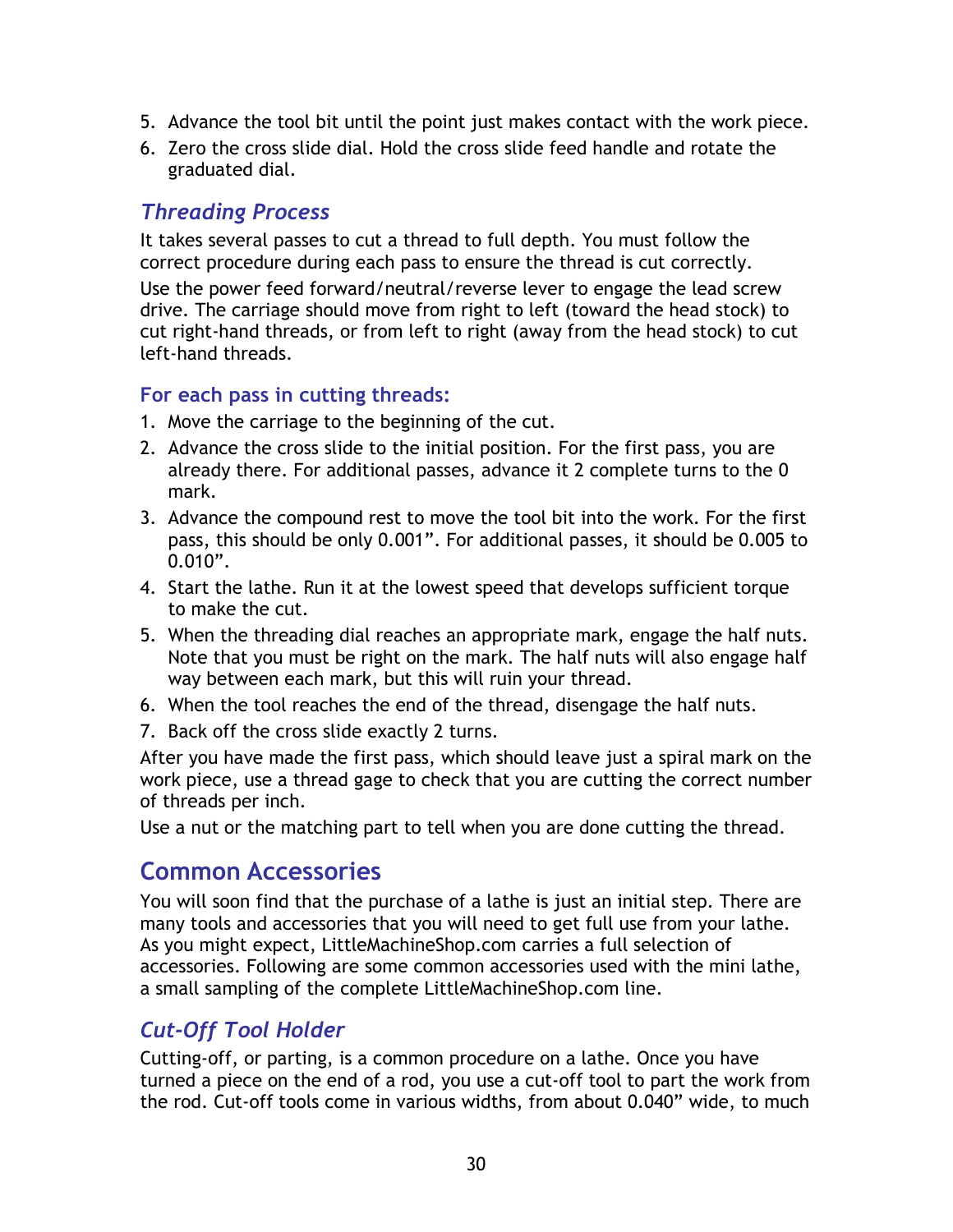5. Advance the tool bit until the point just makes contact with the work piece.
6. Zero the cross slide dial. Hold the cross slide feed handle and rotate the graduated dial.

### *Threading Process*

It takes several passes to cut a thread to full depth. You must follow the correct procedure during each pass to ensure the thread is cut correctly.

Use the power feed forward/neutral/reverse lever to engage the lead screw drive. The carriage should move from right to left (toward the head stock) to cut right-hand threads, or from left to right (away from the head stock) to cut left-hand threads.

#### For each pass in cutting threads:

1. Move the carriage to the beginning of the cut.
2. Advance the cross slide to the initial position. For the first pass, you are already there. For additional passes, advance it 2 complete turns to the 0 mark.
3. Advance the compound rest to move the tool bit into the work. For the first pass, this should be only 0.001". For additional passes, it should be 0.005 to 0.010".
4. Start the lathe. Run it at the lowest speed that develops sufficient torque to make the cut.
5. When the threading dial reaches an appropriate mark, engage the half nuts. Note that you must be right on the mark. The half nuts will also engage half way between each mark, but this will ruin your thread.
6. When the tool reaches the end of the thread, disengage the half nuts.
7. Back off the cross slide exactly 2 turns.

After you have made the first pass, which should leave just a spiral mark on the work piece, use a thread gage to check that you are cutting the correct number of threads per inch.

Use a nut or the matching part to tell when you are done cutting the thread.

## Common Accessories

You will soon find that the purchase of a lathe is just an initial step. There are many tools and accessories that you will need to get full use from your lathe. As you might expect, LittleMachineShop.com carries a full selection of accessories. Following are some common accessories used with the mini lathe, a small sampling of the complete LittleMachineShop.com line.

### *Cut-Off Tool Holder*

Cutting-off, or parting, is a common procedure on a lathe. Once you have turned a piece on the end of a rod, you use a cut-off tool to part the work from the rod. Cut-off tools come in various widths, from about 0.040" wide, to much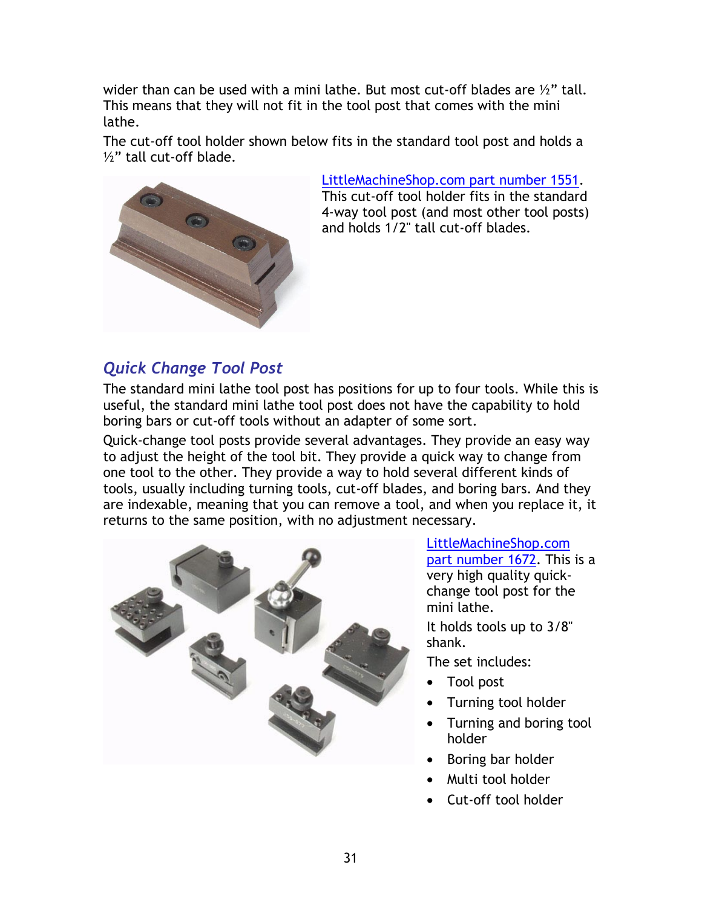wider than can be used with a mini lathe. But most cut-off blades are ½" tall. This means that they will not fit in the tool post that comes with the mini lathe.

The cut-off tool holder shown below fits in the standard tool post and holds a ½" tall cut-off blade.

LittleMachineShop.com part number 1551. This cut-off tool holder fits in the standard 4-way tool post (and most other tool posts) and holds 1/2" tall cut-off blades.

## *Quick Change Tool Post*

The standard mini lathe tool post has positions for up to four tools. While this is useful, the standard mini lathe tool post does not have the capability to hold boring bars or cut-off tools without an adapter of some sort.

Quick-change tool posts provide several advantages. They provide an easy way to adjust the height of the tool bit. They provide a quick way to change from one tool to the other. They provide a way to hold several different kinds of tools, usually including turning tools, cut-off blades, and boring bars. And they are indexable, meaning that you can remove a tool, and when you replace it, it returns to the same position, with no adjustment necessary.

LittleMachineShop.com part number 1672. This is a very high quality quick-change tool post for the mini lathe.

It holds tools up to 3/8" shank.

The set includes:

- Tool post
- Turning tool holder
- Turning and boring tool holder
- Boring bar holder
- Multi tool holder
- Cut-off tool holder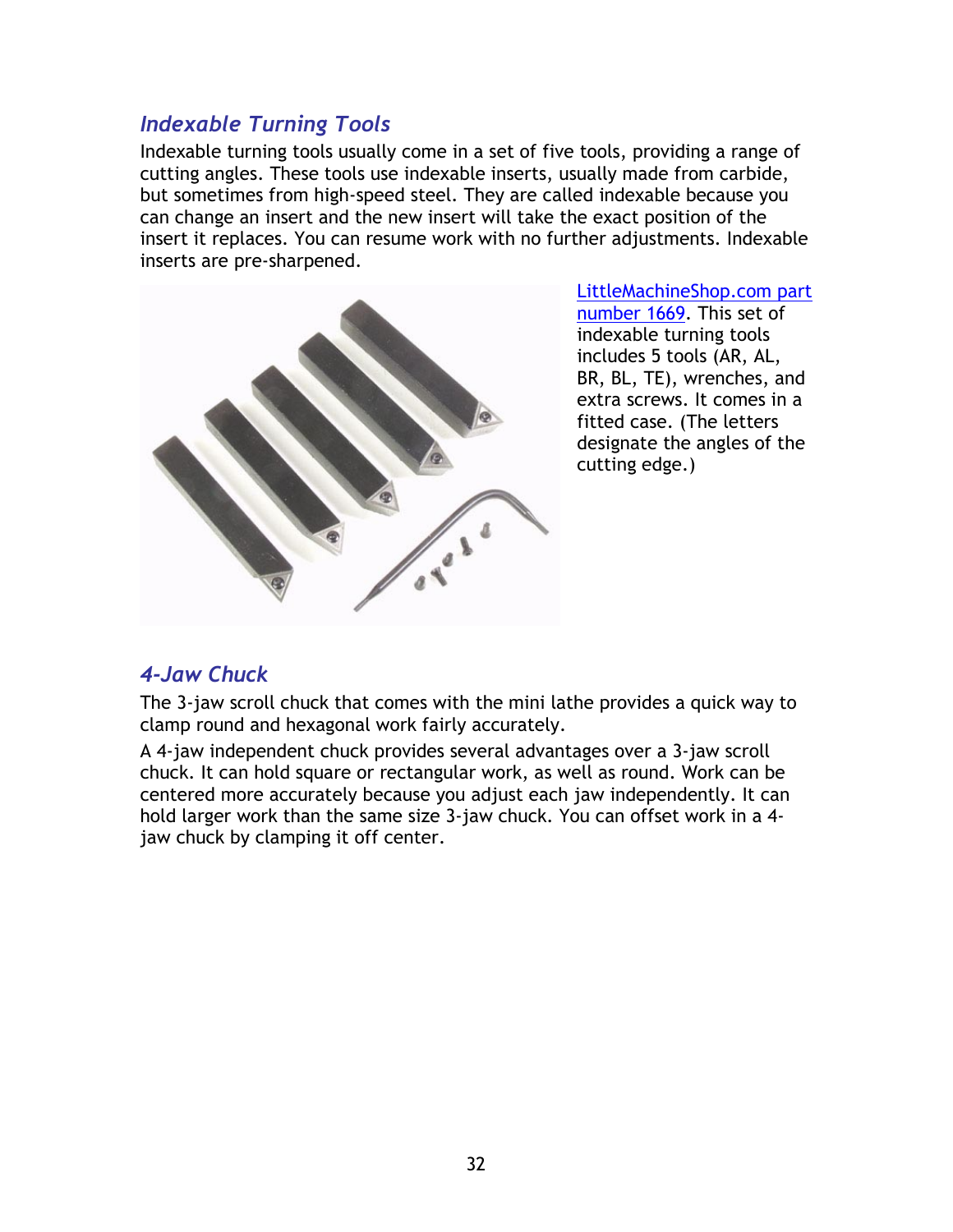## *Indexable Turning Tools*

Indexable turning tools usually come in a set of five tools, providing a range of cutting angles. These tools use indexable inserts, usually made from carbide, but sometimes from high-speed steel. They are called indexable because you can change an insert and the new insert will take the exact position of the insert it replaces. You can resume work with no further adjustments. Indexable inserts are pre-sharpened.

LittleMachineShop.com part number 1669. This set of indexable turning tools includes 5 tools (AR, AL, BR, BL, TE), wrenches, and extra screws. It comes in a fitted case. (The letters designate the angles of the cutting edge.)

## *4-Jaw Chuck*

The 3-jaw scroll chuck that comes with the mini lathe provides a quick way to clamp round and hexagonal work fairly accurately.

A 4-jaw independent chuck provides several advantages over a 3-jaw scroll chuck. It can hold square or rectangular work, as well as round. Work can be centered more accurately because you adjust each jaw independently. It can hold larger work than the same size 3-jaw chuck. You can offset work in a 4-jaw chuck by clamping it off center.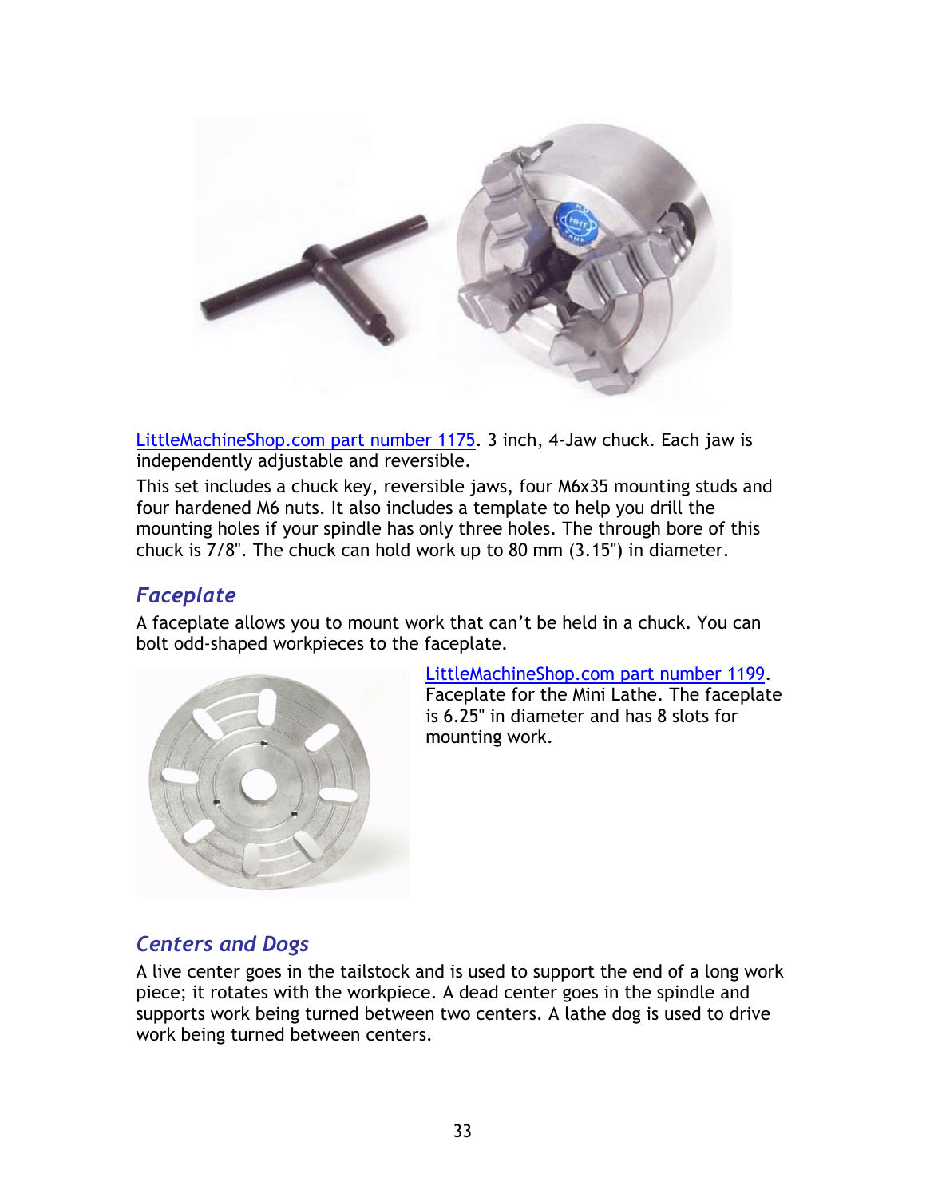LittleMachineShop.com part number 1175. 3 inch, 4-Jaw chuck. Each jaw is independently adjustable and reversible.

This set includes a chuck key, reversible jaws, four M6x35 mounting studs and four hardened M6 nuts. It also includes a template to help you drill the mounting holes if your spindle has only three holes. The through bore of this chuck is 7/8". The chuck can hold work up to 80 mm (3.15") in diameter.

## Faceplate

A faceplate allows you to mount work that can't be held in a chuck. You can bolt odd-shaped workpieces to the faceplate.

LittleMachineShop.com part number 1199. Faceplate for the Mini Lathe. The faceplate is 6.25" in diameter and has 8 slots for mounting work.

## Centers and Dogs

A live center goes in the tailstock and is used to support the end of a long work piece; it rotates with the workpiece. A dead center goes in the spindle and supports work being turned between two centers. A lathe dog is used to drive work being turned between centers.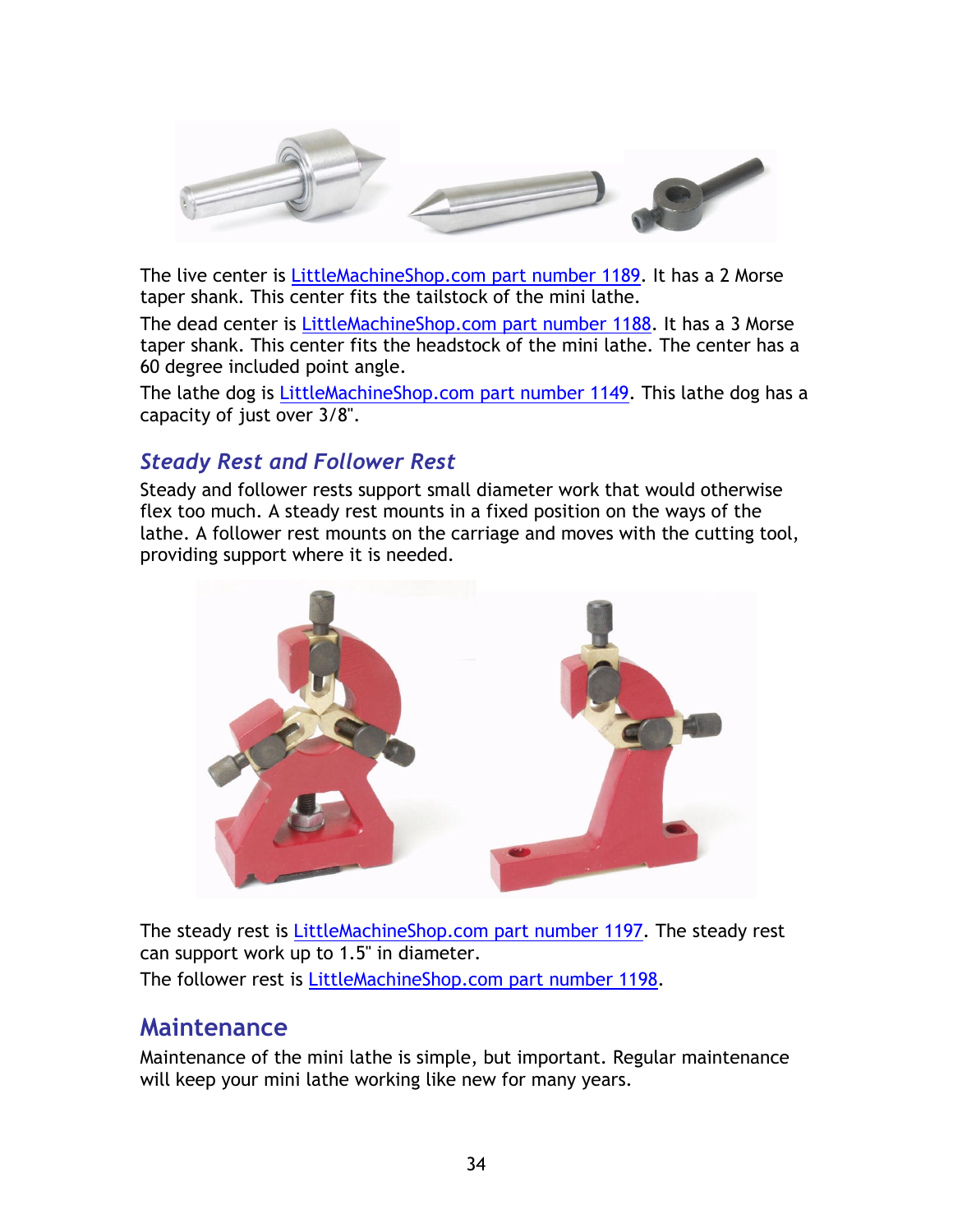The live center is [LittleMachineShop.com part number 1189](). It has a 2 Morse taper shank. This center fits the tailstock of the mini lathe.

The dead center is [LittleMachineShop.com part number 1188](). It has a 3 Morse taper shank. This center fits the headstock of the mini lathe. The center has a 60 degree included point angle.

The lathe dog is [LittleMachineShop.com part number 1149](). This lathe dog has a capacity of just over 3/8".

### *Steady Rest and Follower Rest*

Steady and follower rests support small diameter work that would otherwise flex too much. A steady rest mounts in a fixed position on the ways of the lathe. A follower rest mounts on the carriage and moves with the cutting tool, providing support where it is needed.

The steady rest is [LittleMachineShop.com part number 1197](). The steady rest can support work up to 1.5" in diameter.

The follower rest is [LittleMachineShop.com part number 1198]().

## Maintenance

Maintenance of the mini lathe is simple, but important. Regular maintenance will keep your mini lathe working like new for many years.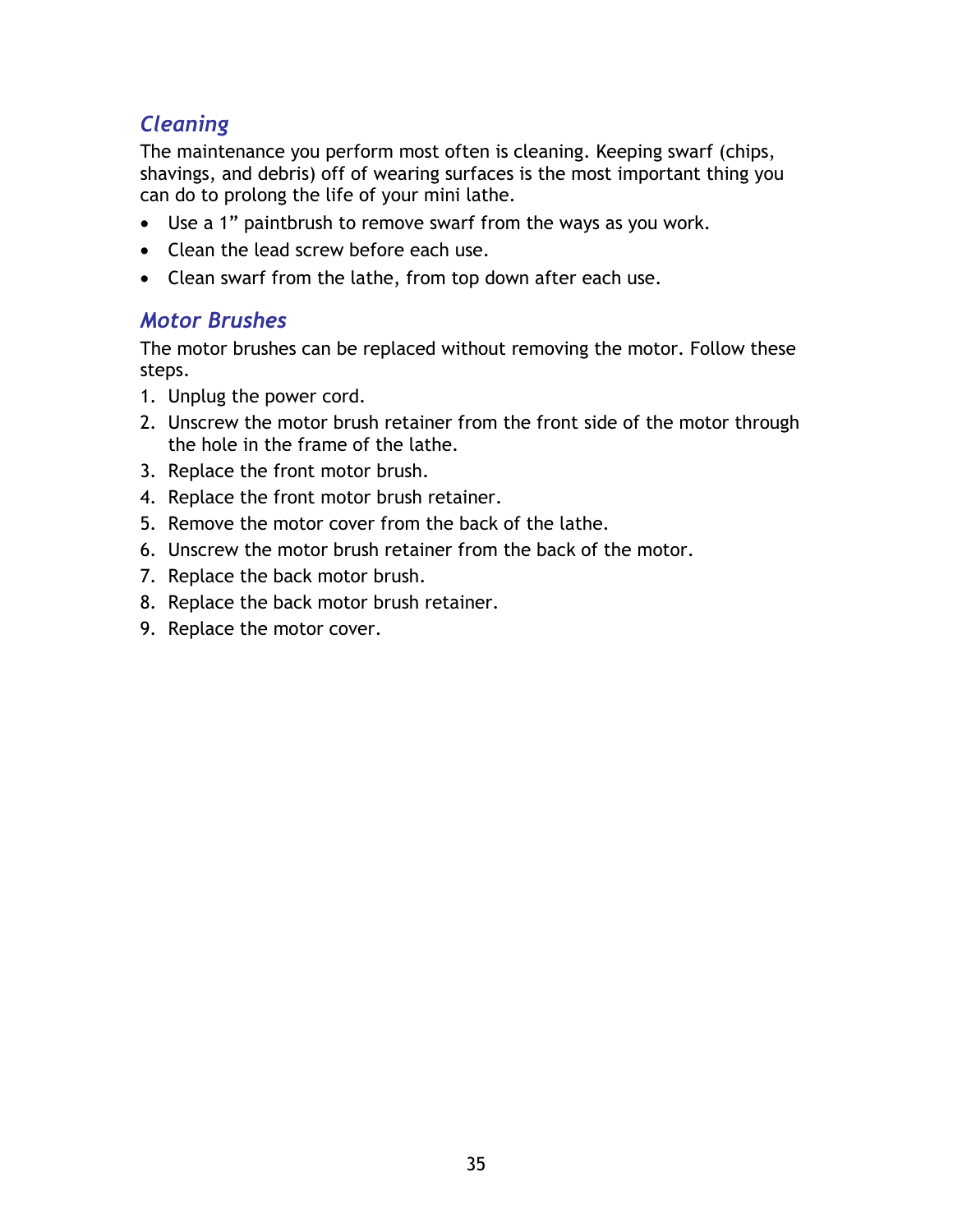## *Cleaning*

The maintenance you perform most often is cleaning. Keeping swarf (chips, shavings, and debris) off of wearing surfaces is the most important thing you can do to prolong the life of your mini lathe.

- Use a 1” paintbrush to remove swarf from the ways as you work.
- Clean the lead screw before each use.
- Clean swarf from the lathe, from top down after each use.

## *Motor Brushes*

The motor brushes can be replaced without removing the motor. Follow these steps.

1. Unplug the power cord.
2. Unscrew the motor brush retainer from the front side of the motor through the hole in the frame of the lathe.
3. Replace the front motor brush.
4. Replace the front motor brush retainer.
5. Remove the motor cover from the back of the lathe.
6. Unscrew the motor brush retainer from the back of the motor.
7. Replace the back motor brush.
8. Replace the back motor brush retainer.
9. Replace the motor cover.